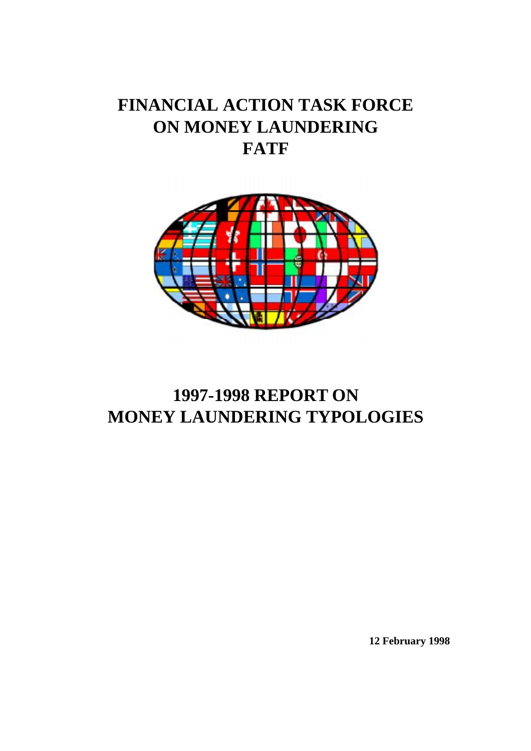# FINANCIAL ACTION TASK FORCE ON MONEY LAUNDERING FATF

# 1997-1998 REPORT ON MONEY LAUNDERING TYPOLOGIES

**12 February 1998**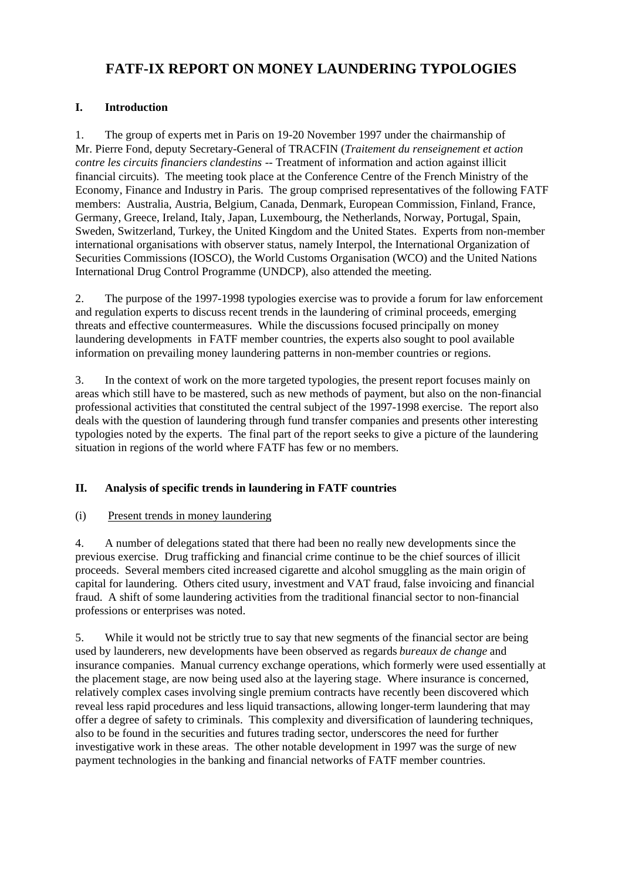# FATF-IX REPORT ON MONEY LAUNDERING TYPOLOGIES

## I. Introduction

1. The group of experts met in Paris on 19-20 November 1997 under the chairmanship of Mr. Pierre Fond, deputy Secretary-General of TRACFIN (*Traitement du renseignement et action contre les circuits financiers clandestins* -- Treatment of information and action against illicit financial circuits). The meeting took place at the Conference Centre of the French Ministry of the Economy, Finance and Industry in Paris. The group comprised representatives of the following FATF members: Australia, Austria, Belgium, Canada, Denmark, European Commission, Finland, France, Germany, Greece, Ireland, Italy, Japan, Luxembourg, the Netherlands, Norway, Portugal, Spain, Sweden, Switzerland, Turkey, the United Kingdom and the United States. Experts from non-member international organisations with observer status, namely Interpol, the International Organization of Securities Commissions (IOSCO), the World Customs Organisation (WCO) and the United Nations International Drug Control Programme (UNDCP), also attended the meeting.

2. The purpose of the 1997-1998 typologies exercise was to provide a forum for law enforcement and regulation experts to discuss recent trends in the laundering of criminal proceeds, emerging threats and effective countermeasures. While the discussions focused principally on money laundering developments in FATF member countries, the experts also sought to pool available information on prevailing money laundering patterns in non-member countries or regions.

3. In the context of work on the more targeted typologies, the present report focuses mainly on areas which still have to be mastered, such as new methods of payment, but also on the non-financial professional activities that constituted the central subject of the 1997-1998 exercise. The report also deals with the question of laundering through fund transfer companies and presents other interesting typologies noted by the experts. The final part of the report seeks to give a picture of the laundering situation in regions of the world where FATF has few or no members.

## II. Analysis of specific trends in laundering in FATF countries

### (i) Present trends in money laundering

4. A number of delegations stated that there had been no really new developments since the previous exercise. Drug trafficking and financial crime continue to be the chief sources of illicit proceeds. Several members cited increased cigarette and alcohol smuggling as the main origin of capital for laundering. Others cited usury, investment and VAT fraud, false invoicing and financial fraud. A shift of some laundering activities from the traditional financial sector to non-financial professions or enterprises was noted.

5. While it would not be strictly true to say that new segments of the financial sector are being used by launderers, new developments have been observed as regards *bureaux de change* and insurance companies. Manual currency exchange operations, which formerly were used essentially at the placement stage, are now being used also at the layering stage. Where insurance is concerned, relatively complex cases involving single premium contracts have recently been discovered which reveal less rapid procedures and less liquid transactions, allowing longer-term laundering that may offer a degree of safety to criminals. This complexity and diversification of laundering techniques, also to be found in the securities and futures trading sector, underscores the need for further investigative work in these areas. The other notable development in 1997 was the surge of new payment technologies in the banking and financial networks of FATF member countries.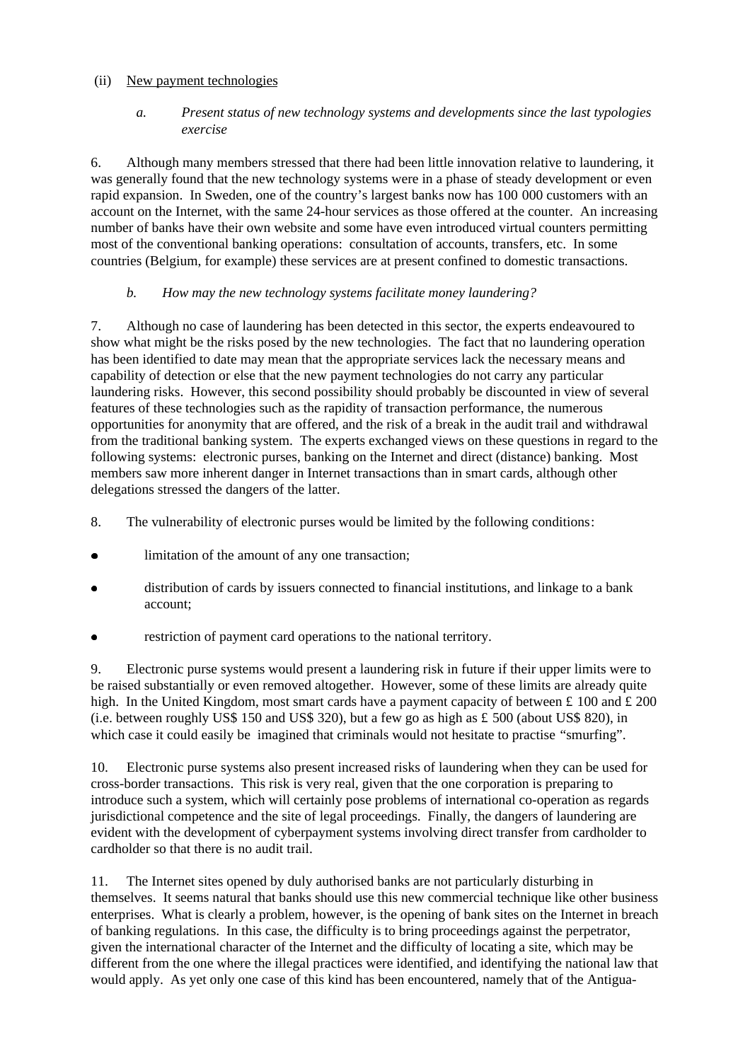(ii) New payment technologies

*a. Present status of new technology systems and developments since the last typologies exercise*

6. Although many members stressed that there had been little innovation relative to laundering, it was generally found that the new technology systems were in a phase of steady development or even rapid expansion. In Sweden, one of the country's largest banks now has 100 000 customers with an account on the Internet, with the same 24-hour services as those offered at the counter. An increasing number of banks have their own website and some have even introduced virtual counters permitting most of the conventional banking operations: consultation of accounts, transfers, etc. In some countries (Belgium, for example) these services are at present confined to domestic transactions.

*b. How may the new technology systems facilitate money laundering?*

7. Although no case of laundering has been detected in this sector, the experts endeavoured to show what might be the risks posed by the new technologies. The fact that no laundering operation has been identified to date may mean that the appropriate services lack the necessary means and capability of detection or else that the new payment technologies do not carry any particular laundering risks. However, this second possibility should probably be discounted in view of several features of these technologies such as the rapidity of transaction performance, the numerous opportunities for anonymity that are offered, and the risk of a break in the audit trail and withdrawal from the traditional banking system. The experts exchanged views on these questions in regard to the following systems: electronic purses, banking on the Internet and direct (distance) banking. Most members saw more inherent danger in Internet transactions than in smart cards, although other delegations stressed the dangers of the latter.

8. The vulnerability of electronic purses would be limited by the following conditions:

- limitation of the amount of any one transaction;
- distribution of cards by issuers connected to financial institutions, and linkage to a bank account;
- restriction of payment card operations to the national territory.

9. Electronic purse systems would present a laundering risk in future if their upper limits were to be raised substantially or even removed altogether. However, some of these limits are already quite high. In the United Kingdom, most smart cards have a payment capacity of between £ 100 and £ 200 (i.e. between roughly US$ 150 and US$ 320), but a few go as high as £ 500 (about US$ 820), in which case it could easily be imagined that criminals would not hesitate to practise "smurfing".

10. Electronic purse systems also present increased risks of laundering when they can be used for cross-border transactions. This risk is very real, given that the one corporation is preparing to introduce such a system, which will certainly pose problems of international co-operation as regards jurisdictional competence and the site of legal proceedings. Finally, the dangers of laundering are evident with the development of cyberpayment systems involving direct transfer from cardholder to cardholder so that there is no audit trail.

11. The Internet sites opened by duly authorised banks are not particularly disturbing in themselves. It seems natural that banks should use this new commercial technique like other business enterprises. What is clearly a problem, however, is the opening of bank sites on the Internet in breach of banking regulations. In this case, the difficulty is to bring proceedings against the perpetrator, given the international character of the Internet and the difficulty of locating a site, which may be different from the one where the illegal practices were identified, and identifying the national law that would apply. As yet only one case of this kind has been encountered, namely that of the Antigua-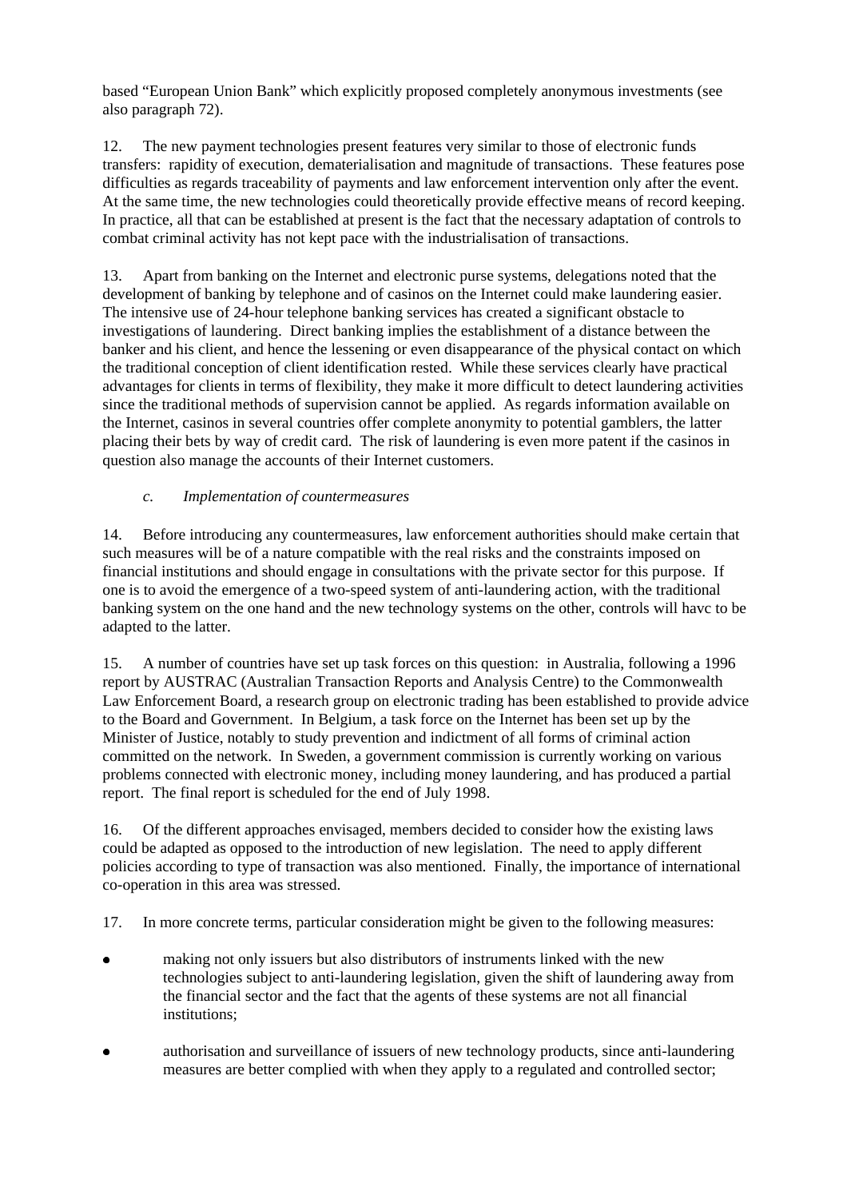based "European Union Bank" which explicitly proposed completely anonymous investments (see also paragraph 72).

12. The new payment technologies present features very similar to those of electronic funds transfers: rapidity of execution, dematerialisation and magnitude of transactions. These features pose difficulties as regards traceability of payments and law enforcement intervention only after the event. At the same time, the new technologies could theoretically provide effective means of record keeping. In practice, all that can be established at present is the fact that the necessary adaptation of controls to combat criminal activity has not kept pace with the industrialisation of transactions.

13. Apart from banking on the Internet and electronic purse systems, delegations noted that the development of banking by telephone and of casinos on the Internet could make laundering easier. The intensive use of 24-hour telephone banking services has created a significant obstacle to investigations of laundering. Direct banking implies the establishment of a distance between the banker and his client, and hence the lessening or even disappearance of the physical contact on which the traditional conception of client identification rested. While these services clearly have practical advantages for clients in terms of flexibility, they make it more difficult to detect laundering activities since the traditional methods of supervision cannot be applied. As regards information available on the Internet, casinos in several countries offer complete anonymity to potential gamblers, the latter placing their bets by way of credit card. The risk of laundering is even more patent if the casinos in question also manage the accounts of their Internet customers.

### *c. Implementation of countermeasures*

14. Before introducing any countermeasures, law enforcement authorities should make certain that such measures will be of a nature compatible with the real risks and the constraints imposed on financial institutions and should engage in consultations with the private sector for this purpose. If one is to avoid the emergence of a two-speed system of anti-laundering action, with the traditional banking system on the one hand and the new technology systems on the other, controls will havc to be adapted to the latter.

15. A number of countries have set up task forces on this question: in Australia, following a 1996 report by AUSTRAC (Australian Transaction Reports and Analysis Centre) to the Commonwealth Law Enforcement Board, a research group on electronic trading has been established to provide advice to the Board and Government. In Belgium, a task force on the Internet has been set up by the Minister of Justice, notably to study prevention and indictment of all forms of criminal action committed on the network. In Sweden, a government commission is currently working on various problems connected with electronic money, including money laundering, and has produced a partial report. The final report is scheduled for the end of July 1998.

16. Of the different approaches envisaged, members decided to consider how the existing laws could be adapted as opposed to the introduction of new legislation. The need to apply different policies according to type of transaction was also mentioned. Finally, the importance of international co-operation in this area was stressed.

17. In more concrete terms, particular consideration might be given to the following measures:

- making not only issuers but also distributors of instruments linked with the new technologies subject to anti-laundering legislation, given the shift of laundering away from the financial sector and the fact that the agents of these systems are not all financial institutions;
- authorisation and surveillance of issuers of new technology products, since anti-laundering measures are better complied with when they apply to a regulated and controlled sector;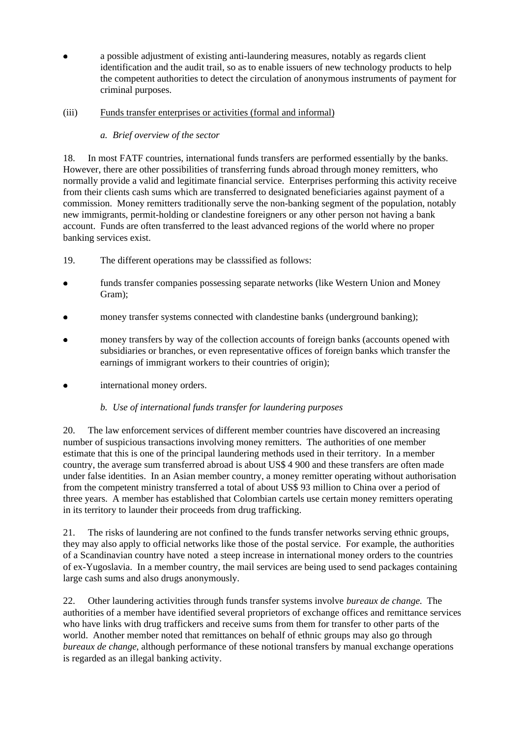- a possible adjustment of existing anti-laundering measures, notably as regards client identification and the audit trail, so as to enable issuers of new technology products to help the competent authorities to detect the circulation of anonymous instruments of payment for criminal purposes.

(iii) Funds transfer enterprises or activities (formal and informal)

*a. Brief overview of the sector*

18. In most FATF countries, international funds transfers are performed essentially by the banks. However, there are other possibilities of transferring funds abroad through money remitters, who normally provide a valid and legitimate financial service. Enterprises performing this activity receive from their clients cash sums which are transferred to designated beneficiaries against payment of a commission. Money remitters traditionally serve the non-banking segment of the population, notably new immigrants, permit-holding or clandestine foreigners or any other person not having a bank account. Funds are often transferred to the least advanced regions of the world where no proper banking services exist.

19. The different operations may be classsified as follows:

- funds transfer companies possessing separate networks (like Western Union and Money Gram);
- money transfer systems connected with clandestine banks (underground banking);
- money transfers by way of the collection accounts of foreign banks (accounts opened with subsidiaries or branches, or even representative offices of foreign banks which transfer the earnings of immigrant workers to their countries of origin);
- international money orders.

*b. Use of international funds transfer for laundering purposes*

20. The law enforcement services of different member countries have discovered an increasing number of suspicious transactions involving money remitters. The authorities of one member estimate that this is one of the principal laundering methods used in their territory. In a member country, the average sum transferred abroad is about US$ 4 900 and these transfers are often made under false identities. In an Asian member country, a money remitter operating without authorisation from the competent ministry transferred a total of about US$ 93 million to China over a period of three years. A member has established that Colombian cartels use certain money remitters operating in its territory to launder their proceeds from drug trafficking.

21. The risks of laundering are not confined to the funds transfer networks serving ethnic groups, they may also apply to official networks like those of the postal service. For example, the authorities of a Scandinavian country have noted a steep increase in international money orders to the countries of ex-Yugoslavia. In a member country, the mail services are being used to send packages containing large cash sums and also drugs anonymously.

22. Other laundering activities through funds transfer systems involve *bureaux de change.* The authorities of a member have identified several proprietors of exchange offices and remittance services who have links with drug traffickers and receive sums from them for transfer to other parts of the world. Another member noted that remittances on behalf of ethnic groups may also go through *bureaux de change*, although performance of these notional transfers by manual exchange operations is regarded as an illegal banking activity.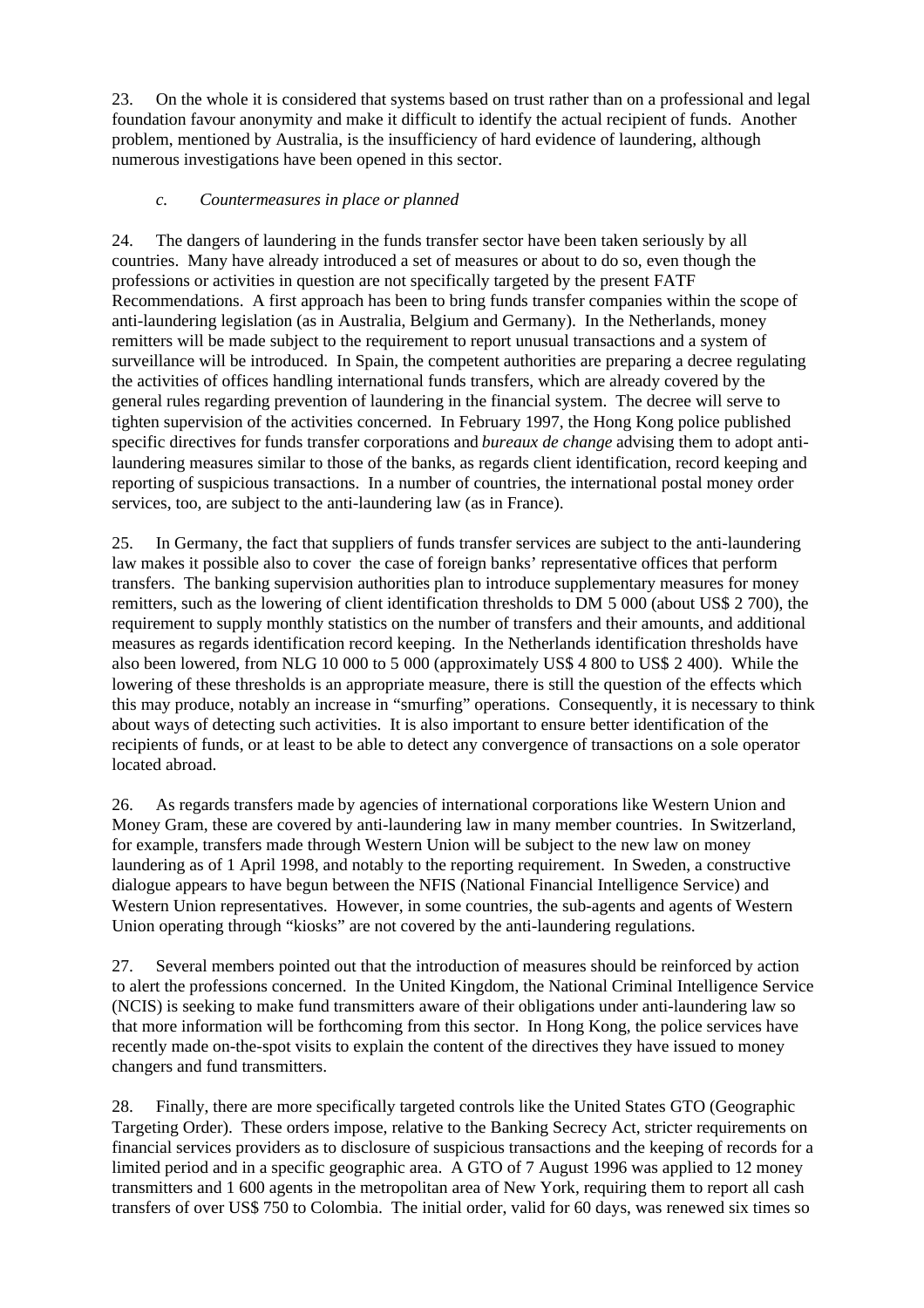23. On the whole it is considered that systems based on trust rather than on a professional and legal foundation favour anonymity and make it difficult to identify the actual recipient of funds. Another problem, mentioned by Australia, is the insufficiency of hard evidence of laundering, although numerous investigations have been opened in this sector.

### *c. Countermeasures in place or planned*

24. The dangers of laundering in the funds transfer sector have been taken seriously by all countries. Many have already introduced a set of measures or about to do so, even though the professions or activities in question are not specifically targeted by the present FATF Recommendations. A first approach has been to bring funds transfer companies within the scope of anti-laundering legislation (as in Australia, Belgium and Germany). In the Netherlands, money remitters will be made subject to the requirement to report unusual transactions and a system of surveillance will be introduced. In Spain, the competent authorities are preparing a decree regulating the activities of offices handling international funds transfers, which are already covered by the general rules regarding prevention of laundering in the financial system. The decree will serve to tighten supervision of the activities concerned. In February 1997, the Hong Kong police published specific directives for funds transfer corporations and *bureaux de change* advising them to adopt anti-laundering measures similar to those of the banks, as regards client identification, record keeping and reporting of suspicious transactions. In a number of countries, the international postal money order services, too, are subject to the anti-laundering law (as in France).

25. In Germany, the fact that suppliers of funds transfer services are subject to the anti-laundering law makes it possible also to cover the case of foreign banks' representative offices that perform transfers. The banking supervision authorities plan to introduce supplementary measures for money remitters, such as the lowering of client identification thresholds to DM 5 000 (about US$ 2 700), the requirement to supply monthly statistics on the number of transfers and their amounts, and additional measures as regards identification record keeping. In the Netherlands identification thresholds have also been lowered, from NLG 10 000 to 5 000 (approximately US$ 4 800 to US$ 2 400). While the lowering of these thresholds is an appropriate measure, there is still the question of the effects which this may produce, notably an increase in "smurfing" operations. Consequently, it is necessary to think about ways of detecting such activities. It is also important to ensure better identification of the recipients of funds, or at least to be able to detect any convergence of transactions on a sole operator located abroad.

26. As regards transfers made by agencies of international corporations like Western Union and Money Gram, these are covered by anti-laundering law in many member countries. In Switzerland, for example, transfers made through Western Union will be subject to the new law on money laundering as of 1 April 1998, and notably to the reporting requirement. In Sweden, a constructive dialogue appears to have begun between the NFIS (National Financial Intelligence Service) and Western Union representatives. However, in some countries, the sub-agents and agents of Western Union operating through "kiosks" are not covered by the anti-laundering regulations.

27. Several members pointed out that the introduction of measures should be reinforced by action to alert the professions concerned. In the United Kingdom, the National Criminal Intelligence Service (NCIS) is seeking to make fund transmitters aware of their obligations under anti-laundering law so that more information will be forthcoming from this sector. In Hong Kong, the police services have recently made on-the-spot visits to explain the content of the directives they have issued to money changers and fund transmitters.

28. Finally, there are more specifically targeted controls like the United States GTO (Geographic Targeting Order). These orders impose, relative to the Banking Secrecy Act, stricter requirements on financial services providers as to disclosure of suspicious transactions and the keeping of records for a limited period and in a specific geographic area. A GTO of 7 August 1996 was applied to 12 money transmitters and 1 600 agents in the metropolitan area of New York, requiring them to report all cash transfers of over US$ 750 to Colombia. The initial order, valid for 60 days, was renewed six times so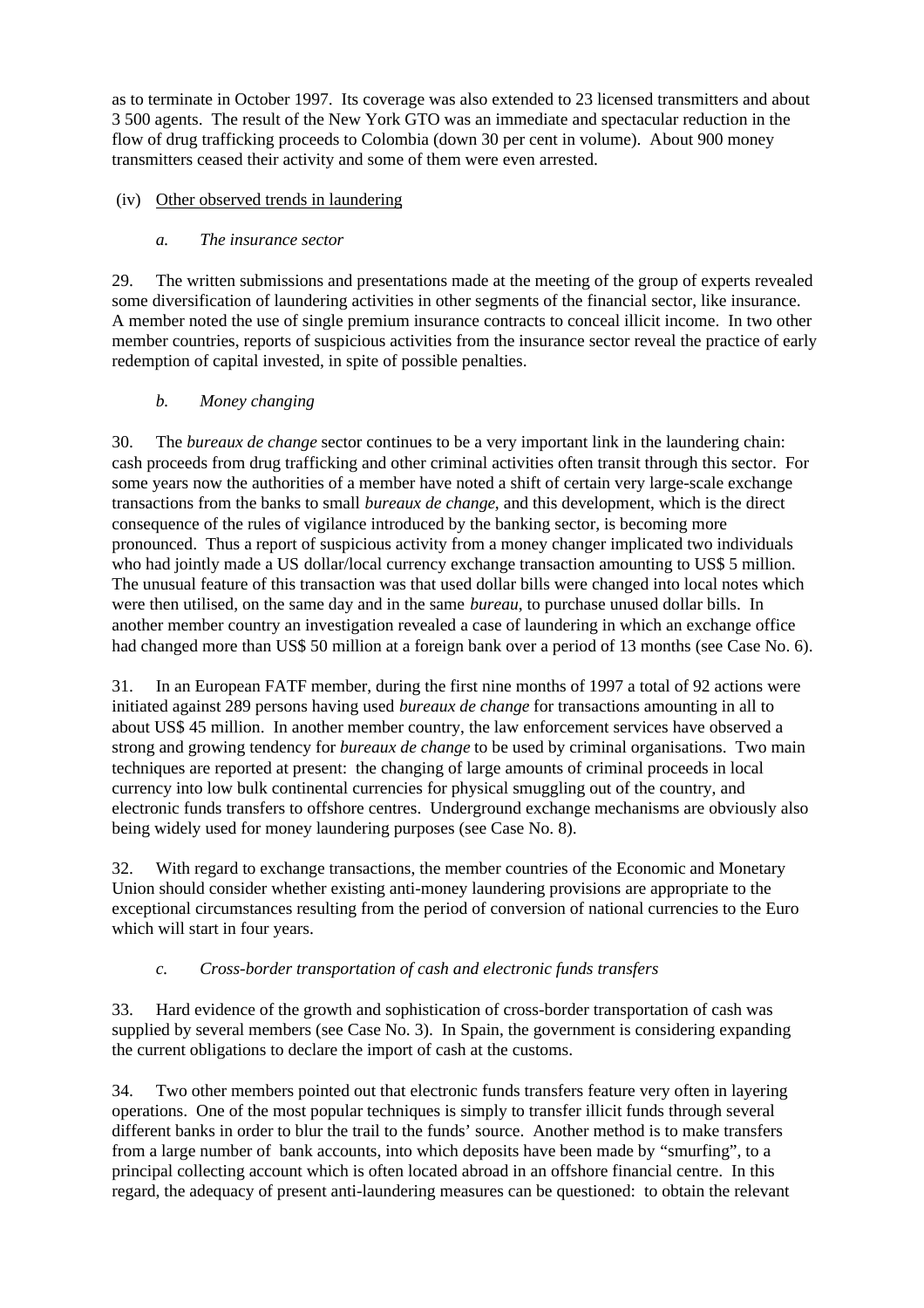as to terminate in October 1997. Its coverage was also extended to 23 licensed transmitters and about 3 500 agents. The result of the New York GTO was an immediate and spectacular reduction in the flow of drug trafficking proceeds to Colombia (down 30 per cent in volume). About 900 money transmitters ceased their activity and some of them were even arrested.

(iv) Other observed trends in laundering

*a. The insurance sector*

29. The written submissions and presentations made at the meeting of the group of experts revealed some diversification of laundering activities in other segments of the financial sector, like insurance. A member noted the use of single premium insurance contracts to conceal illicit income. In two other member countries, reports of suspicious activities from the insurance sector reveal the practice of early redemption of capital invested, in spite of possible penalties.

*b. Money changing*

30. The *bureaux de change* sector continues to be a very important link in the laundering chain: cash proceeds from drug trafficking and other criminal activities often transit through this sector. For some years now the authorities of a member have noted a shift of certain very large-scale exchange transactions from the banks to small *bureaux de change*, and this development, which is the direct consequence of the rules of vigilance introduced by the banking sector, is becoming more pronounced. Thus a report of suspicious activity from a money changer implicated two individuals who had jointly made a US dollar/local currency exchange transaction amounting to US$ 5 million. The unusual feature of this transaction was that used dollar bills were changed into local notes which were then utilised, on the same day and in the same *bureau*, to purchase unused dollar bills. In another member country an investigation revealed a case of laundering in which an exchange office had changed more than US$ 50 million at a foreign bank over a period of 13 months (see Case No. 6).

31. In an European FATF member, during the first nine months of 1997 a total of 92 actions were initiated against 289 persons having used *bureaux de change* for transactions amounting in all to about US$ 45 million. In another member country, the law enforcement services have observed a strong and growing tendency for *bureaux de change* to be used by criminal organisations. Two main techniques are reported at present: the changing of large amounts of criminal proceeds in local currency into low bulk continental currencies for physical smuggling out of the country, and electronic funds transfers to offshore centres. Underground exchange mechanisms are obviously also being widely used for money laundering purposes (see Case No. 8).

32. With regard to exchange transactions, the member countries of the Economic and Monetary Union should consider whether existing anti-money laundering provisions are appropriate to the exceptional circumstances resulting from the period of conversion of national currencies to the Euro which will start in four years.

*c. Cross-border transportation of cash and electronic funds transfers*

33. Hard evidence of the growth and sophistication of cross-border transportation of cash was supplied by several members (see Case No. 3). In Spain, the government is considering expanding the current obligations to declare the import of cash at the customs.

34. Two other members pointed out that electronic funds transfers feature very often in layering operations. One of the most popular techniques is simply to transfer illicit funds through several different banks in order to blur the trail to the funds' source. Another method is to make transfers from a large number of bank accounts, into which deposits have been made by "smurfing", to a principal collecting account which is often located abroad in an offshore financial centre. In this regard, the adequacy of present anti-laundering measures can be questioned: to obtain the relevant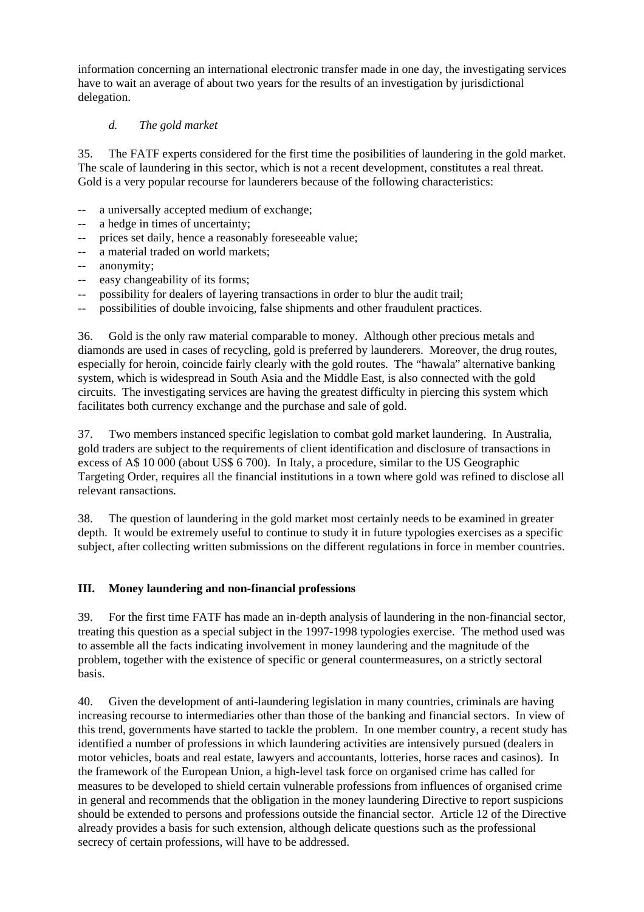information concerning an international electronic transfer made in one day, the investigating services have to wait an average of about two years for the results of an investigation by jurisdictional delegation.

*d. The gold market*

35. The FATF experts considered for the first time the posibilities of laundering in the gold market. The scale of laundering in this sector, which is not a recent development, constitutes a real threat. Gold is a very popular recourse for launderers because of the following characteristics:

-- a universally accepted medium of exchange;
-- a hedge in times of uncertainty;
-- prices set daily, hence a reasonably foreseeable value;
-- a material traded on world markets;
-- anonymity;
-- easy changeability of its forms;
-- possibility for dealers of layering transactions in order to blur the audit trail;
-- possibilities of double invoicing, false shipments and other fraudulent practices.

36. Gold is the only raw material comparable to money. Although other precious metals and diamonds are used in cases of recycling, gold is preferred by launderers. Moreover, the drug routes, especially for heroin, coincide fairly clearly with the gold routes. The "hawala" alternative banking system, which is widespread in South Asia and the Middle East, is also connected with the gold circuits. The investigating services are having the greatest difficulty in piercing this system which facilitates both currency exchange and the purchase and sale of gold.

37. Two members instanced specific legislation to combat gold market laundering. In Australia, gold traders are subject to the requirements of client identification and disclosure of transactions in excess of A$ 10 000 (about US$ 6 700). In Italy, a procedure, similar to the US Geographic Targeting Order, requires all the financial institutions in a town where gold was refined to disclose all relevant ransactions.

38. The question of laundering in the gold market most certainly needs to be examined in greater depth. It would be extremely useful to continue to study it in future typologies exercises as a specific subject, after collecting written submissions on the different regulations in force in member countries.

## III. Money laundering and non-financial professions

39. For the first time FATF has made an in-depth analysis of laundering in the non-financial sector, treating this question as a special subject in the 1997-1998 typologies exercise. The method used was to assemble all the facts indicating involvement in money laundering and the magnitude of the problem, together with the existence of specific or general countermeasures, on a strictly sectoral basis.

40. Given the development of anti-laundering legislation in many countries, criminals are having increasing recourse to intermediaries other than those of the banking and financial sectors. In view of this trend, governments have started to tackle the problem. In one member country, a recent study has identified a number of professions in which laundering activities are intensively pursued (dealers in motor vehicles, boats and real estate, lawyers and accountants, lotteries, horse races and casinos). In the framework of the European Union, a high-level task force on organised crime has called for measures to be developed to shield certain vulnerable professions from influences of organised crime in general and recommends that the obligation in the money laundering Directive to report suspicions should be extended to persons and professions outside the financial sector. Article 12 of the Directive already provides a basis for such extension, although delicate questions such as the professional secrecy of certain professions, will have to be addressed.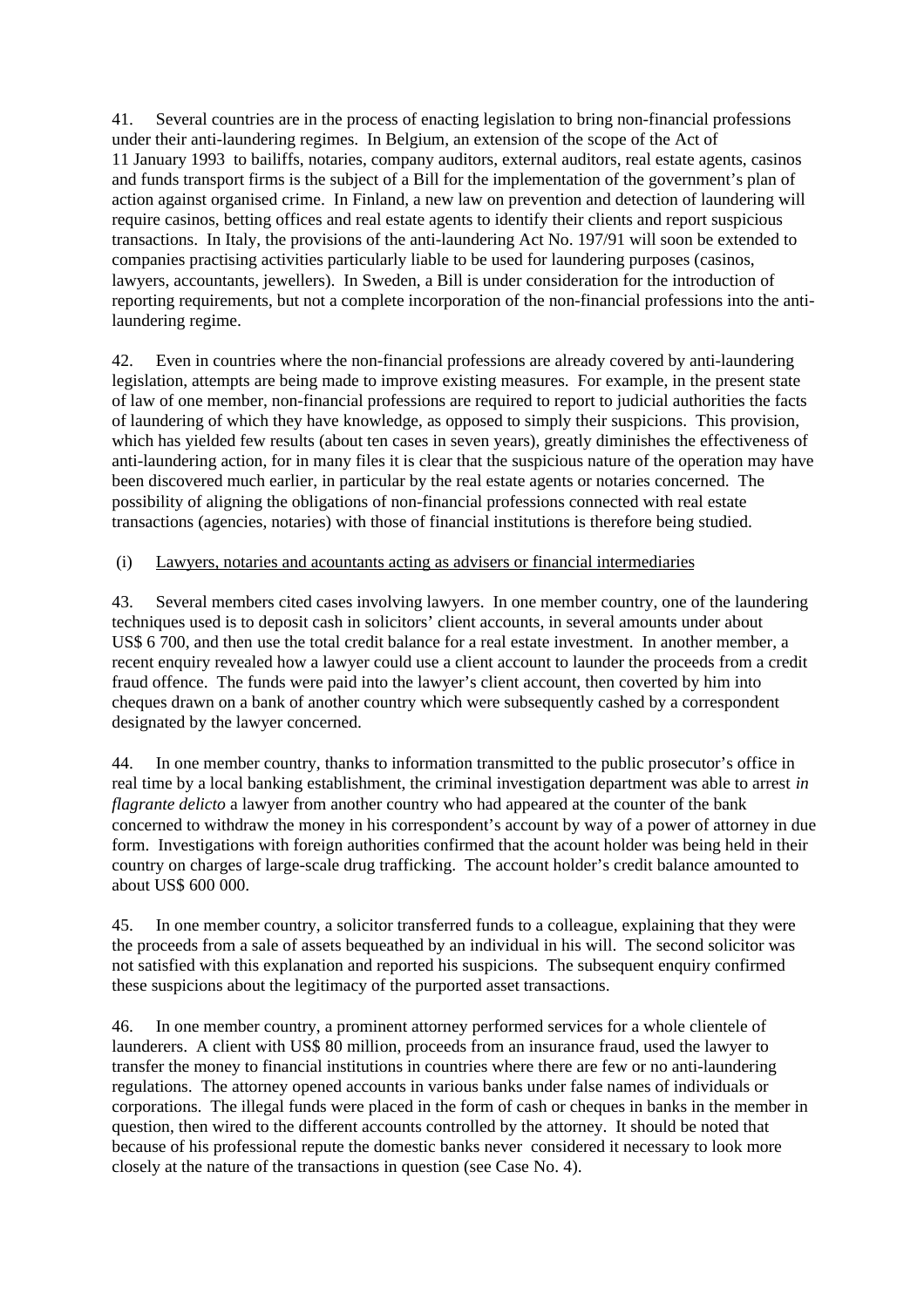41. Several countries are in the process of enacting legislation to bring non-financial professions under their anti-laundering regimes. In Belgium, an extension of the scope of the Act of 11 January 1993 to bailiffs, notaries, company auditors, external auditors, real estate agents, casinos and funds transport firms is the subject of a Bill for the implementation of the government's plan of action against organised crime. In Finland, a new law on prevention and detection of laundering will require casinos, betting offices and real estate agents to identify their clients and report suspicious transactions. In Italy, the provisions of the anti-laundering Act No. 197/91 will soon be extended to companies practising activities particularly liable to be used for laundering purposes (casinos, lawyers, accountants, jewellers). In Sweden, a Bill is under consideration for the introduction of reporting requirements, but not a complete incorporation of the non-financial professions into the anti-laundering regime.

42. Even in countries where the non-financial professions are already covered by anti-laundering legislation, attempts are being made to improve existing measures. For example, in the present state of law of one member, non-financial professions are required to report to judicial authorities the facts of laundering of which they have knowledge, as opposed to simply their suspicions. This provision, which has yielded few results (about ten cases in seven years), greatly diminishes the effectiveness of anti-laundering action, for in many files it is clear that the suspicious nature of the operation may have been discovered much earlier, in particular by the real estate agents or notaries concerned. The possibility of aligning the obligations of non-financial professions connected with real estate transactions (agencies, notaries) with those of financial institutions is therefore being studied.

(i) Lawyers, notaries and acountants acting as advisers or financial intermediaries

43. Several members cited cases involving lawyers. In one member country, one of the laundering techniques used is to deposit cash in solicitors' client accounts, in several amounts under about US$ 6 700, and then use the total credit balance for a real estate investment. In another member, a recent enquiry revealed how a lawyer could use a client account to launder the proceeds from a credit fraud offence. The funds were paid into the lawyer's client account, then coverted by him into cheques drawn on a bank of another country which were subsequently cashed by a correspondent designated by the lawyer concerned.

44. In one member country, thanks to information transmitted to the public prosecutor's office in real time by a local banking establishment, the criminal investigation department was able to arrest *in flagrante delicto* a lawyer from another country who had appeared at the counter of the bank concerned to withdraw the money in his correspondent's account by way of a power of attorney in due form. Investigations with foreign authorities confirmed that the acount holder was being held in their country on charges of large-scale drug trafficking. The account holder's credit balance amounted to about US$ 600 000.

45. In one member country, a solicitor transferred funds to a colleague, explaining that they were the proceeds from a sale of assets bequeathed by an individual in his will. The second solicitor was not satisfied with this explanation and reported his suspicions. The subsequent enquiry confirmed these suspicions about the legitimacy of the purported asset transactions.

46. In one member country, a prominent attorney performed services for a whole clientele of launderers. A client with US$ 80 million, proceeds from an insurance fraud, used the lawyer to transfer the money to financial institutions in countries where there are few or no anti-laundering regulations. The attorney opened accounts in various banks under false names of individuals or corporations. The illegal funds were placed in the form of cash or cheques in banks in the member in question, then wired to the different accounts controlled by the attorney. It should be noted that because of his professional repute the domestic banks never considered it necessary to look more closely at the nature of the transactions in question (see Case No. 4).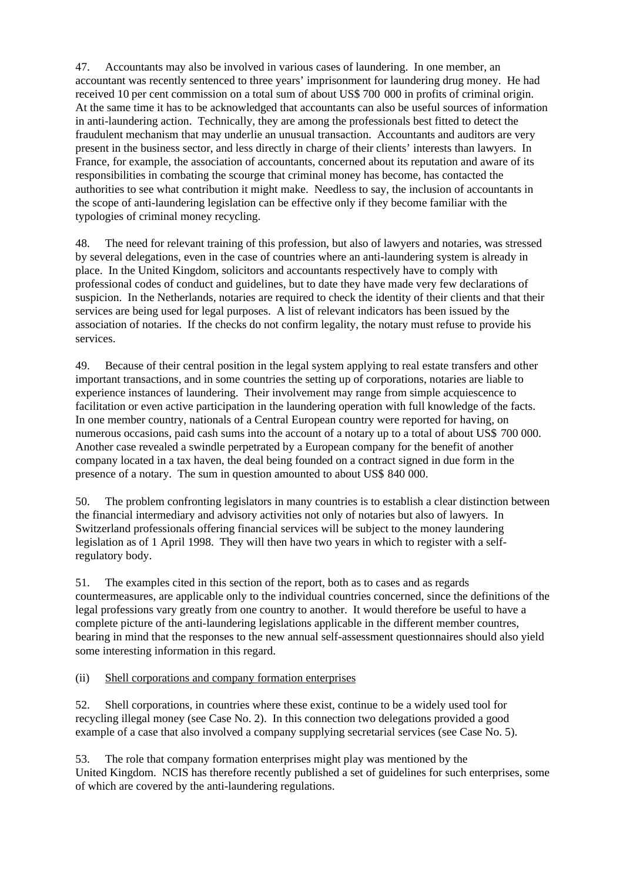47. Accountants may also be involved in various cases of laundering. In one member, an accountant was recently sentenced to three years' imprisonment for laundering drug money. He had received 10 per cent commission on a total sum of about US$ 700 000 in profits of criminal origin. At the same time it has to be acknowledged that accountants can also be useful sources of information in anti-laundering action. Technically, they are among the professionals best fitted to detect the fraudulent mechanism that may underlie an unusual transaction. Accountants and auditors are very present in the business sector, and less directly in charge of their clients' interests than lawyers. In France, for example, the association of accountants, concerned about its reputation and aware of its responsibilities in combating the scourge that criminal money has become, has contacted the authorities to see what contribution it might make. Needless to say, the inclusion of accountants in the scope of anti-laundering legislation can be effective only if they become familiar with the typologies of criminal money recycling.

48. The need for relevant training of this profession, but also of lawyers and notaries, was stressed by several delegations, even in the case of countries where an anti-laundering system is already in place. In the United Kingdom, solicitors and accountants respectively have to comply with professional codes of conduct and guidelines, but to date they have made very few declarations of suspicion. In the Netherlands, notaries are required to check the identity of their clients and that their services are being used for legal purposes. A list of relevant indicators has been issued by the association of notaries. If the checks do not confirm legality, the notary must refuse to provide his services.

49. Because of their central position in the legal system applying to real estate transfers and other important transactions, and in some countries the setting up of corporations, notaries are liable to experience instances of laundering. Their involvement may range from simple acquiescence to facilitation or even active participation in the laundering operation with full knowledge of the facts. In one member country, nationals of a Central European country were reported for having, on numerous occasions, paid cash sums into the account of a notary up to a total of about US$ 700 000. Another case revealed a swindle perpetrated by a European company for the benefit of another company located in a tax haven, the deal being founded on a contract signed in due form in the presence of a notary. The sum in question amounted to about US$ 840 000.

50. The problem confronting legislators in many countries is to establish a clear distinction between the financial intermediary and advisory activities not only of notaries but also of lawyers. In Switzerland professionals offering financial services will be subject to the money laundering legislation as of 1 April 1998. They will then have two years in which to register with a self-regulatory body.

51. The examples cited in this section of the report, both as to cases and as regards countermeasures, are applicable only to the individual countries concerned, since the definitions of the legal professions vary greatly from one country to another. It would therefore be useful to have a complete picture of the anti-laundering legislations applicable in the different member countres, bearing in mind that the responses to the new annual self-assessment questionnaires should also yield some interesting information in this regard.

(ii) Shell corporations and company formation enterprises

52. Shell corporations, in countries where these exist, continue to be a widely used tool for recycling illegal money (see Case No. 2). In this connection two delegations provided a good example of a case that also involved a company supplying secretarial services (see Case No. 5).

53. The role that company formation enterprises might play was mentioned by the United Kingdom. NCIS has therefore recently published a set of guidelines for such enterprises, some of which are covered by the anti-laundering regulations.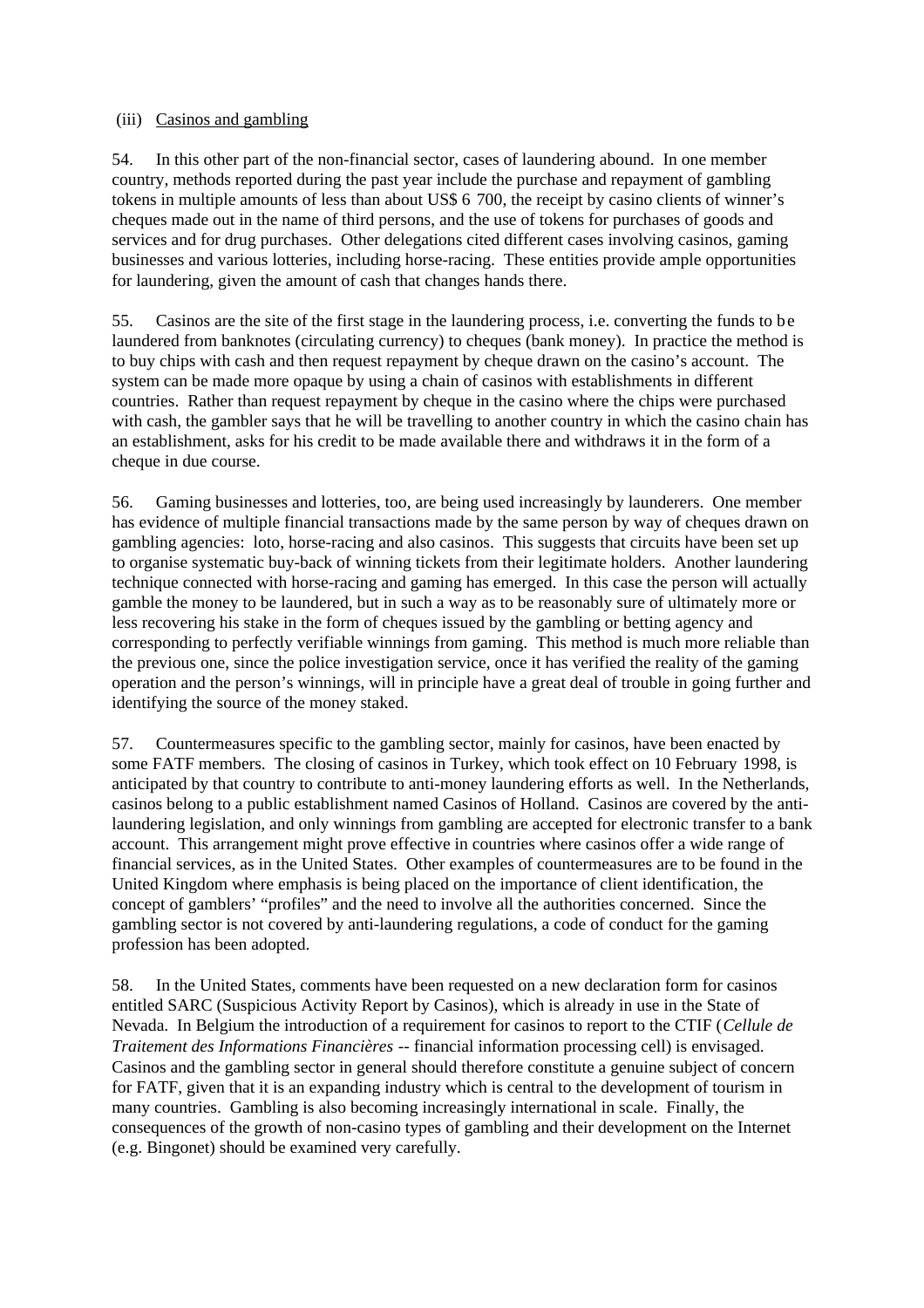(iii) Casinos and gambling

54. In this other part of the non-financial sector, cases of laundering abound. In one member country, methods reported during the past year include the purchase and repayment of gambling tokens in multiple amounts of less than about US$ 6 700, the receipt by casino clients of winner's cheques made out in the name of third persons, and the use of tokens for purchases of goods and services and for drug purchases. Other delegations cited different cases involving casinos, gaming businesses and various lotteries, including horse-racing. These entities provide ample opportunities for laundering, given the amount of cash that changes hands there.

55. Casinos are the site of the first stage in the laundering process, i.e. converting the funds to be laundered from banknotes (circulating currency) to cheques (bank money). In practice the method is to buy chips with cash and then request repayment by cheque drawn on the casino's account. The system can be made more opaque by using a chain of casinos with establishments in different countries. Rather than request repayment by cheque in the casino where the chips were purchased with cash, the gambler says that he will be travelling to another country in which the casino chain has an establishment, asks for his credit to be made available there and withdraws it in the form of a cheque in due course.

56. Gaming businesses and lotteries, too, are being used increasingly by launderers. One member has evidence of multiple financial transactions made by the same person by way of cheques drawn on gambling agencies: loto, horse-racing and also casinos. This suggests that circuits have been set up to organise systematic buy-back of winning tickets from their legitimate holders. Another laundering technique connected with horse-racing and gaming has emerged. In this case the person will actually gamble the money to be laundered, but in such a way as to be reasonably sure of ultimately more or less recovering his stake in the form of cheques issued by the gambling or betting agency and corresponding to perfectly verifiable winnings from gaming. This method is much more reliable than the previous one, since the police investigation service, once it has verified the reality of the gaming operation and the person's winnings, will in principle have a great deal of trouble in going further and identifying the source of the money staked.

57. Countermeasures specific to the gambling sector, mainly for casinos, have been enacted by some FATF members. The closing of casinos in Turkey, which took effect on 10 February 1998, is anticipated by that country to contribute to anti-money laundering efforts as well. In the Netherlands, casinos belong to a public establishment named Casinos of Holland. Casinos are covered by the anti-laundering legislation, and only winnings from gambling are accepted for electronic transfer to a bank account. This arrangement might prove effective in countries where casinos offer a wide range of financial services, as in the United States. Other examples of countermeasures are to be found in the United Kingdom where emphasis is being placed on the importance of client identification, the concept of gamblers' "profiles" and the need to involve all the authorities concerned. Since the gambling sector is not covered by anti-laundering regulations, a code of conduct for the gaming profession has been adopted.

58. In the United States, comments have been requested on a new declaration form for casinos entitled SARC (Suspicious Activity Report by Casinos), which is already in use in the State of Nevada. In Belgium the introduction of a requirement for casinos to report to the CTIF (*Cellule de Traitement des Informations Financières* -- financial information processing cell) is envisaged. Casinos and the gambling sector in general should therefore constitute a genuine subject of concern for FATF, given that it is an expanding industry which is central to the development of tourism in many countries. Gambling is also becoming increasingly international in scale. Finally, the consequences of the growth of non-casino types of gambling and their development on the Internet (e.g. Bingonet) should be examined very carefully.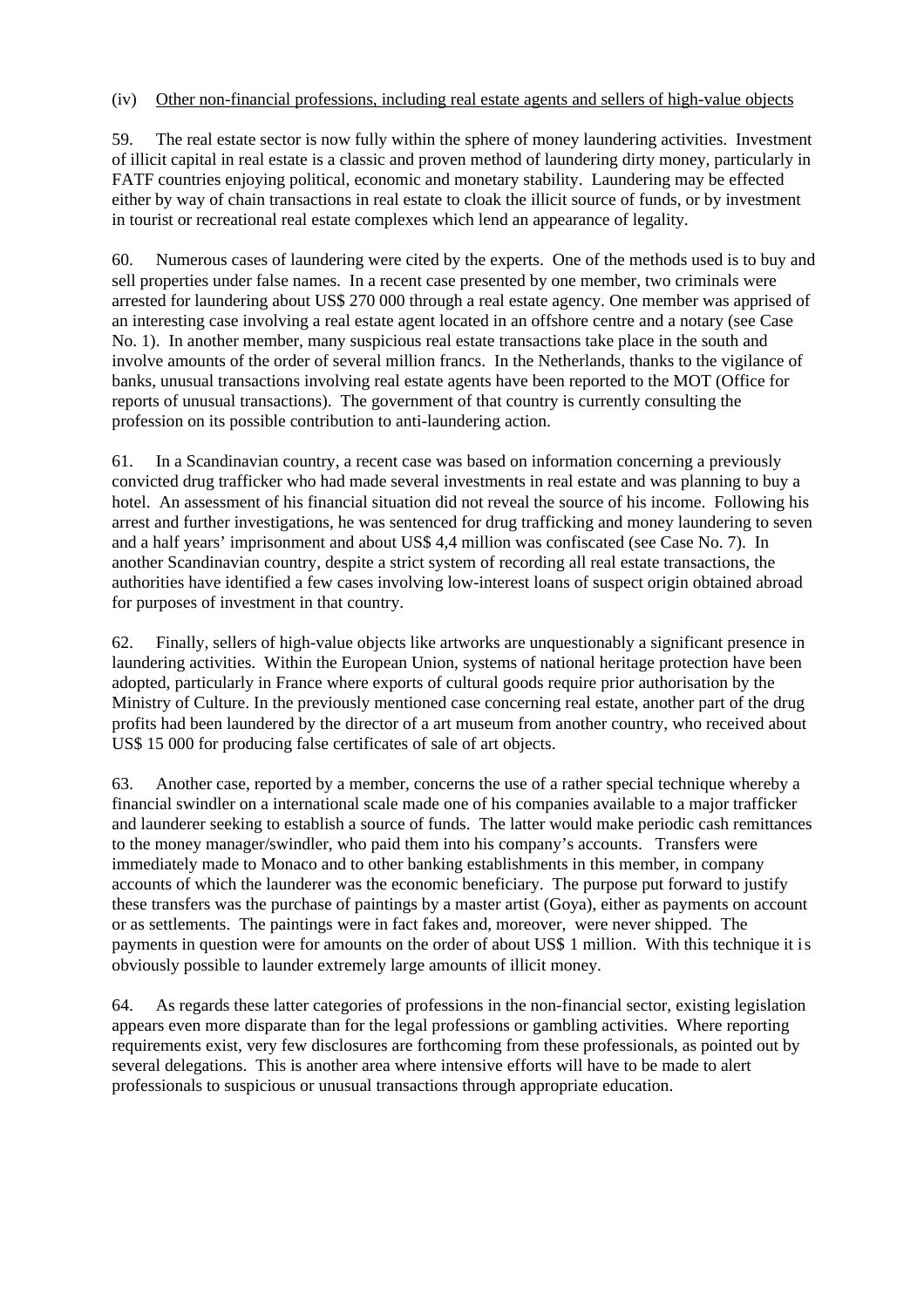(iv) Other non-financial professions, including real estate agents and sellers of high-value objects

59. The real estate sector is now fully within the sphere of money laundering activities. Investment of illicit capital in real estate is a classic and proven method of laundering dirty money, particularly in FATF countries enjoying political, economic and monetary stability. Laundering may be effected either by way of chain transactions in real estate to cloak the illicit source of funds, or by investment in tourist or recreational real estate complexes which lend an appearance of legality.

60. Numerous cases of laundering were cited by the experts. One of the methods used is to buy and sell properties under false names. In a recent case presented by one member, two criminals were arrested for laundering about US$ 270 000 through a real estate agency. One member was apprised of an interesting case involving a real estate agent located in an offshore centre and a notary (see Case No. 1). In another member, many suspicious real estate transactions take place in the south and involve amounts of the order of several million francs. In the Netherlands, thanks to the vigilance of banks, unusual transactions involving real estate agents have been reported to the MOT (Office for reports of unusual transactions). The government of that country is currently consulting the profession on its possible contribution to anti-laundering action.

61. In a Scandinavian country, a recent case was based on information concerning a previously convicted drug trafficker who had made several investments in real estate and was planning to buy a hotel. An assessment of his financial situation did not reveal the source of his income. Following his arrest and further investigations, he was sentenced for drug trafficking and money laundering to seven and a half years' imprisonment and about US$ 4,4 million was confiscated (see Case No. 7). In another Scandinavian country, despite a strict system of recording all real estate transactions, the authorities have identified a few cases involving low-interest loans of suspect origin obtained abroad for purposes of investment in that country.

62. Finally, sellers of high-value objects like artworks are unquestionably a significant presence in laundering activities. Within the European Union, systems of national heritage protection have been adopted, particularly in France where exports of cultural goods require prior authorisation by the Ministry of Culture. In the previously mentioned case concerning real estate, another part of the drug profits had been laundered by the director of a art museum from another country, who received about US$ 15 000 for producing false certificates of sale of art objects.

63. Another case, reported by a member, concerns the use of a rather special technique whereby a financial swindler on a international scale made one of his companies available to a major trafficker and launderer seeking to establish a source of funds. The latter would make periodic cash remittances to the money manager/swindler, who paid them into his company's accounts. Transfers were immediately made to Monaco and to other banking establishments in this member, in company accounts of which the launderer was the economic beneficiary. The purpose put forward to justify these transfers was the purchase of paintings by a master artist (Goya), either as payments on account or as settlements. The paintings were in fact fakes and, moreover, were never shipped. The payments in question were for amounts on the order of about US$ 1 million. With this technique it is obviously possible to launder extremely large amounts of illicit money.

64. As regards these latter categories of professions in the non-financial sector, existing legislation appears even more disparate than for the legal professions or gambling activities. Where reporting requirements exist, very few disclosures are forthcoming from these professionals, as pointed out by several delegations. This is another area where intensive efforts will have to be made to alert professionals to suspicious or unusual transactions through appropriate education.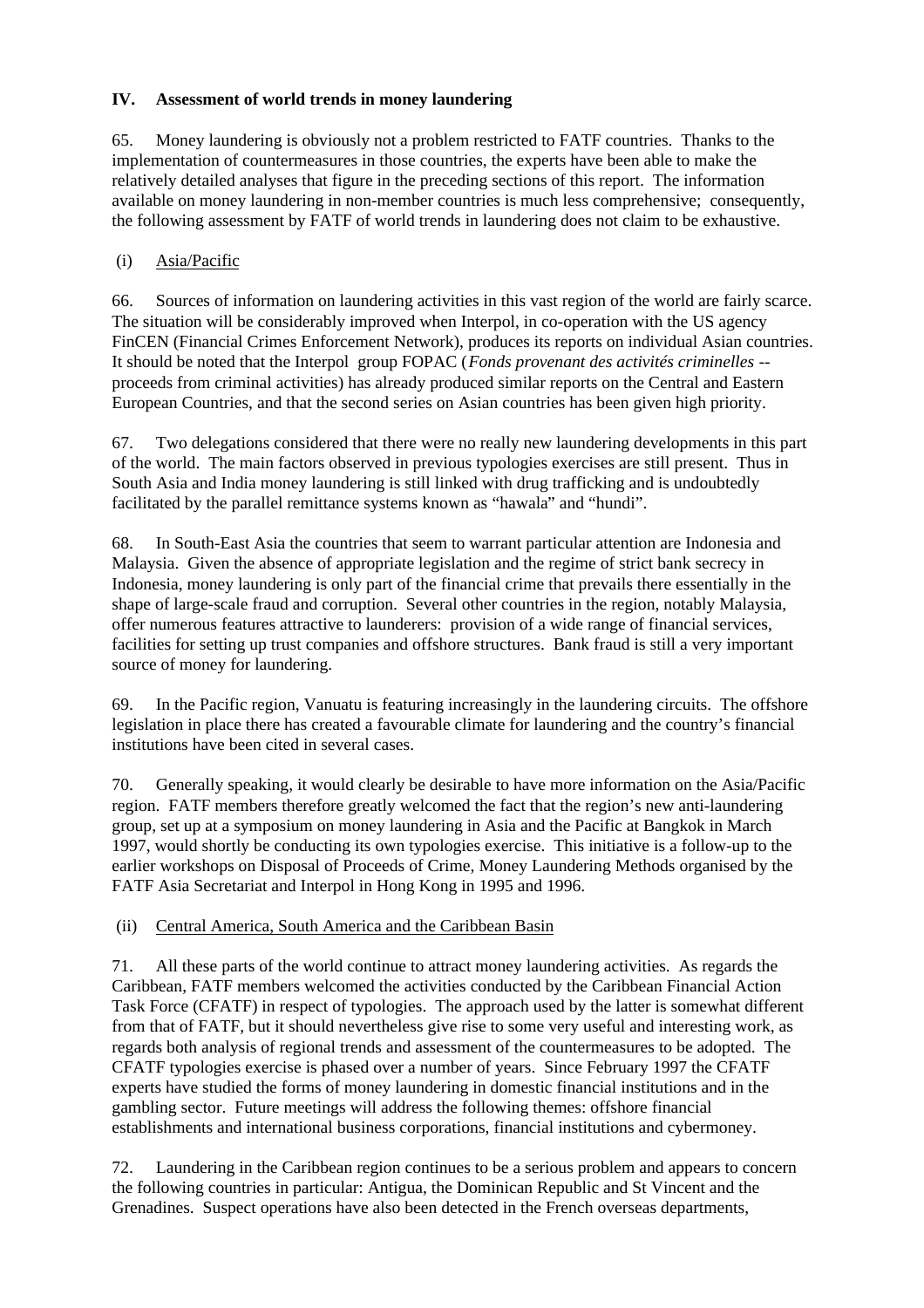## IV. Assessment of world trends in money laundering

65. Money laundering is obviously not a problem restricted to FATF countries. Thanks to the implementation of countermeasures in those countries, the experts have been able to make the relatively detailed analyses that figure in the preceding sections of this report. The information available on money laundering in non-member countries is much less comprehensive; consequently, the following assessment by FATF of world trends in laundering does not claim to be exhaustive.

### (i) Asia/Pacific

66. Sources of information on laundering activities in this vast region of the world are fairly scarce. The situation will be considerably improved when Interpol, in co-operation with the US agency FinCEN (Financial Crimes Enforcement Network), produces its reports on individual Asian countries. It should be noted that the Interpol group FOPAC (*Fonds provenant des activités criminelles* -- proceeds from criminal activities) has already produced similar reports on the Central and Eastern European Countries, and that the second series on Asian countries has been given high priority.

67. Two delegations considered that there were no really new laundering developments in this part of the world. The main factors observed in previous typologies exercises are still present. Thus in South Asia and India money laundering is still linked with drug trafficking and is undoubtedly facilitated by the parallel remittance systems known as "hawala" and "hundi".

68. In South-East Asia the countries that seem to warrant particular attention are Indonesia and Malaysia. Given the absence of appropriate legislation and the regime of strict bank secrecy in Indonesia, money laundering is only part of the financial crime that prevails there essentially in the shape of large-scale fraud and corruption. Several other countries in the region, notably Malaysia, offer numerous features attractive to launderers: provision of a wide range of financial services, facilities for setting up trust companies and offshore structures. Bank fraud is still a very important source of money for laundering.

69. In the Pacific region, Vanuatu is featuring increasingly in the laundering circuits. The offshore legislation in place there has created a favourable climate for laundering and the country's financial institutions have been cited in several cases.

70. Generally speaking, it would clearly be desirable to have more information on the Asia/Pacific region. FATF members therefore greatly welcomed the fact that the region's new anti-laundering group, set up at a symposium on money laundering in Asia and the Pacific at Bangkok in March 1997, would shortly be conducting its own typologies exercise. This initiative is a follow-up to the earlier workshops on Disposal of Proceeds of Crime, Money Laundering Methods organised by the FATF Asia Secretariat and Interpol in Hong Kong in 1995 and 1996.

### (ii) Central America, South America and the Caribbean Basin

71. All these parts of the world continue to attract money laundering activities. As regards the Caribbean, FATF members welcomed the activities conducted by the Caribbean Financial Action Task Force (CFATF) in respect of typologies. The approach used by the latter is somewhat different from that of FATF, but it should nevertheless give rise to some very useful and interesting work, as regards both analysis of regional trends and assessment of the countermeasures to be adopted. The CFATF typologies exercise is phased over a number of years. Since February 1997 the CFATF experts have studied the forms of money laundering in domestic financial institutions and in the gambling sector. Future meetings will address the following themes: offshore financial establishments and international business corporations, financial institutions and cybermoney.

72. Laundering in the Caribbean region continues to be a serious problem and appears to concern the following countries in particular: Antigua, the Dominican Republic and St Vincent and the Grenadines. Suspect operations have also been detected in the French overseas departments,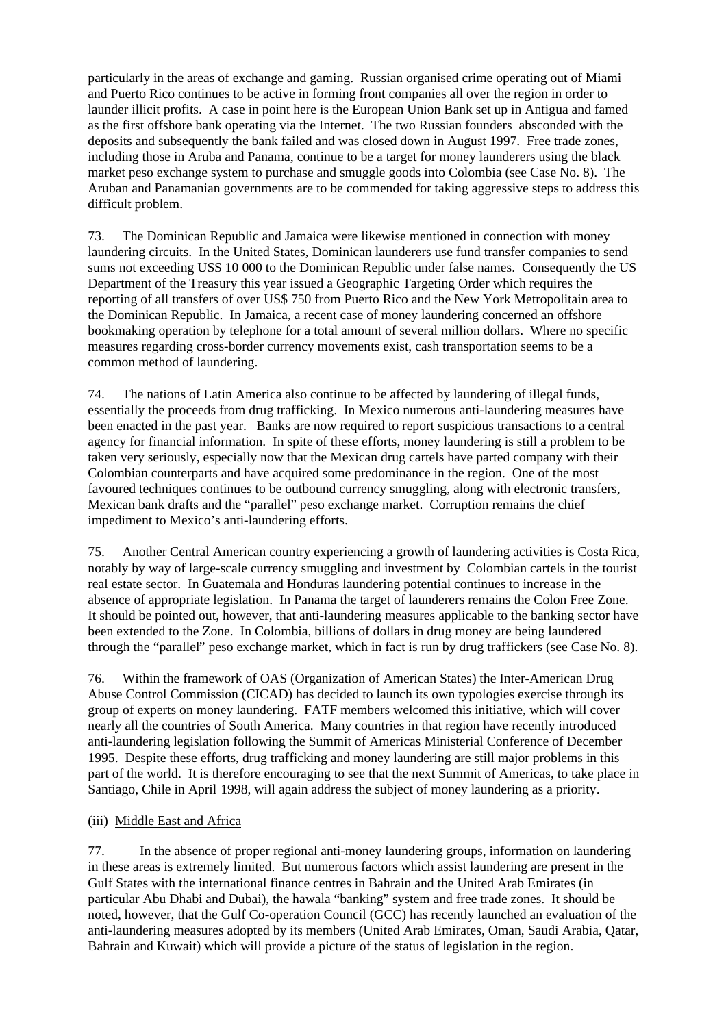particularly in the areas of exchange and gaming. Russian organised crime operating out of Miami and Puerto Rico continues to be active in forming front companies all over the region in order to launder illicit profits. A case in point here is the European Union Bank set up in Antigua and famed as the first offshore bank operating via the Internet. The two Russian founders absconded with the deposits and subsequently the bank failed and was closed down in August 1997. Free trade zones, including those in Aruba and Panama, continue to be a target for money launderers using the black market peso exchange system to purchase and smuggle goods into Colombia (see Case No. 8). The Aruban and Panamanian governments are to be commended for taking aggressive steps to address this difficult problem.

73. The Dominican Republic and Jamaica were likewise mentioned in connection with money laundering circuits. In the United States, Dominican launderers use fund transfer companies to send sums not exceeding US$ 10 000 to the Dominican Republic under false names. Consequently the US Department of the Treasury this year issued a Geographic Targeting Order which requires the reporting of all transfers of over US$ 750 from Puerto Rico and the New York Metropolitain area to the Dominican Republic. In Jamaica, a recent case of money laundering concerned an offshore bookmaking operation by telephone for a total amount of several million dollars. Where no specific measures regarding cross-border currency movements exist, cash transportation seems to be a common method of laundering.

74. The nations of Latin America also continue to be affected by laundering of illegal funds, essentially the proceeds from drug trafficking. In Mexico numerous anti-laundering measures have been enacted in the past year. Banks are now required to report suspicious transactions to a central agency for financial information. In spite of these efforts, money laundering is still a problem to be taken very seriously, especially now that the Mexican drug cartels have parted company with their Colombian counterparts and have acquired some predominance in the region. One of the most favoured techniques continues to be outbound currency smuggling, along with electronic transfers, Mexican bank drafts and the "parallel" peso exchange market. Corruption remains the chief impediment to Mexico's anti-laundering efforts.

75. Another Central American country experiencing a growth of laundering activities is Costa Rica, notably by way of large-scale currency smuggling and investment by Colombian cartels in the tourist real estate sector. In Guatemala and Honduras laundering potential continues to increase in the absence of appropriate legislation. In Panama the target of launderers remains the Colon Free Zone. It should be pointed out, however, that anti-laundering measures applicable to the banking sector have been extended to the Zone. In Colombia, billions of dollars in drug money are being laundered through the "parallel" peso exchange market, which in fact is run by drug traffickers (see Case No. 8).

76. Within the framework of OAS (Organization of American States) the Inter-American Drug Abuse Control Commission (CICAD) has decided to launch its own typologies exercise through its group of experts on money laundering. FATF members welcomed this initiative, which will cover nearly all the countries of South America. Many countries in that region have recently introduced anti-laundering legislation following the Summit of Americas Ministerial Conference of December 1995. Despite these efforts, drug trafficking and money laundering are still major problems in this part of the world. It is therefore encouraging to see that the next Summit of Americas, to take place in Santiago, Chile in April 1998, will again address the subject of money laundering as a priority.

(iii) Middle East and Africa

77. In the absence of proper regional anti-money laundering groups, information on laundering in these areas is extremely limited. But numerous factors which assist laundering are present in the Gulf States with the international finance centres in Bahrain and the United Arab Emirates (in particular Abu Dhabi and Dubai), the hawala "banking" system and free trade zones. It should be noted, however, that the Gulf Co-operation Council (GCC) has recently launched an evaluation of the anti-laundering measures adopted by its members (United Arab Emirates, Oman, Saudi Arabia, Qatar, Bahrain and Kuwait) which will provide a picture of the status of legislation in the region.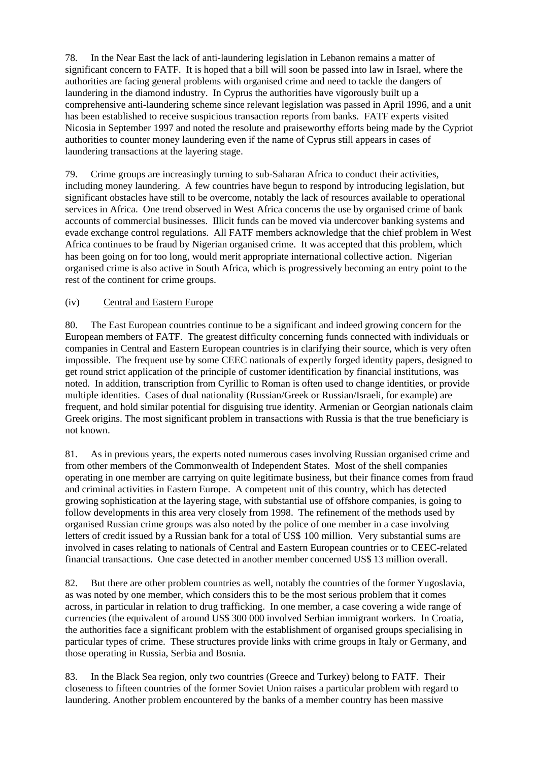78. In the Near East the lack of anti-laundering legislation in Lebanon remains a matter of significant concern to FATF. It is hoped that a bill will soon be passed into law in Israel, where the authorities are facing general problems with organised crime and need to tackle the dangers of laundering in the diamond industry. In Cyprus the authorities have vigorously built up a comprehensive anti-laundering scheme since relevant legislation was passed in April 1996, and a unit has been established to receive suspicious transaction reports from banks. FATF experts visited Nicosia in September 1997 and noted the resolute and praiseworthy efforts being made by the Cypriot authorities to counter money laundering even if the name of Cyprus still appears in cases of laundering transactions at the layering stage.

79. Crime groups are increasingly turning to sub-Saharan Africa to conduct their activities, including money laundering. A few countries have begun to respond by introducing legislation, but significant obstacles have still to be overcome, notably the lack of resources available to operational services in Africa. One trend observed in West Africa concerns the use by organised crime of bank accounts of commercial businesses. Illicit funds can be moved via undercover banking systems and evade exchange control regulations. All FATF members acknowledge that the chief problem in West Africa continues to be fraud by Nigerian organised crime. It was accepted that this problem, which has been going on for too long, would merit appropriate international collective action. Nigerian organised crime is also active in South Africa, which is progressively becoming an entry point to the rest of the continent for crime groups.

(iv) Central and Eastern Europe

80. The East European countries continue to be a significant and indeed growing concern for the European members of FATF. The greatest difficulty concerning funds connected with individuals or companies in Central and Eastern European countries is in clarifying their source, which is very often impossible. The frequent use by some CEEC nationals of expertly forged identity papers, designed to get round strict application of the principle of customer identification by financial institutions, was noted. In addition, transcription from Cyrillic to Roman is often used to change identities, or provide multiple identities. Cases of dual nationality (Russian/Greek or Russian/Israeli, for example) are frequent, and hold similar potential for disguising true identity. Armenian or Georgian nationals claim Greek origins. The most significant problem in transactions with Russia is that the true beneficiary is not known.

81. As in previous years, the experts noted numerous cases involving Russian organised crime and from other members of the Commonwealth of Independent States. Most of the shell companies operating in one member are carrying on quite legitimate business, but their finance comes from fraud and criminal activities in Eastern Europe. A competent unit of this country, which has detected growing sophistication at the layering stage, with substantial use of offshore companies, is going to follow developments in this area very closely from 1998. The refinement of the methods used by organised Russian crime groups was also noted by the police of one member in a case involving letters of credit issued by a Russian bank for a total of US$ 100 million. Very substantial sums are involved in cases relating to nationals of Central and Eastern European countries or to CEEC-related financial transactions. One case detected in another member concerned US$ 13 million overall.

82. But there are other problem countries as well, notably the countries of the former Yugoslavia, as was noted by one member, which considers this to be the most serious problem that it comes across, in particular in relation to drug trafficking. In one member, a case covering a wide range of currencies (the equivalent of around US$ 300 000 involved Serbian immigrant workers. In Croatia, the authorities face a significant problem with the establishment of organised groups specialising in particular types of crime. These structures provide links with crime groups in Italy or Germany, and those operating in Russia, Serbia and Bosnia.

83. In the Black Sea region, only two countries (Greece and Turkey) belong to FATF. Their closeness to fifteen countries of the former Soviet Union raises a particular problem with regard to laundering. Another problem encountered by the banks of a member country has been massive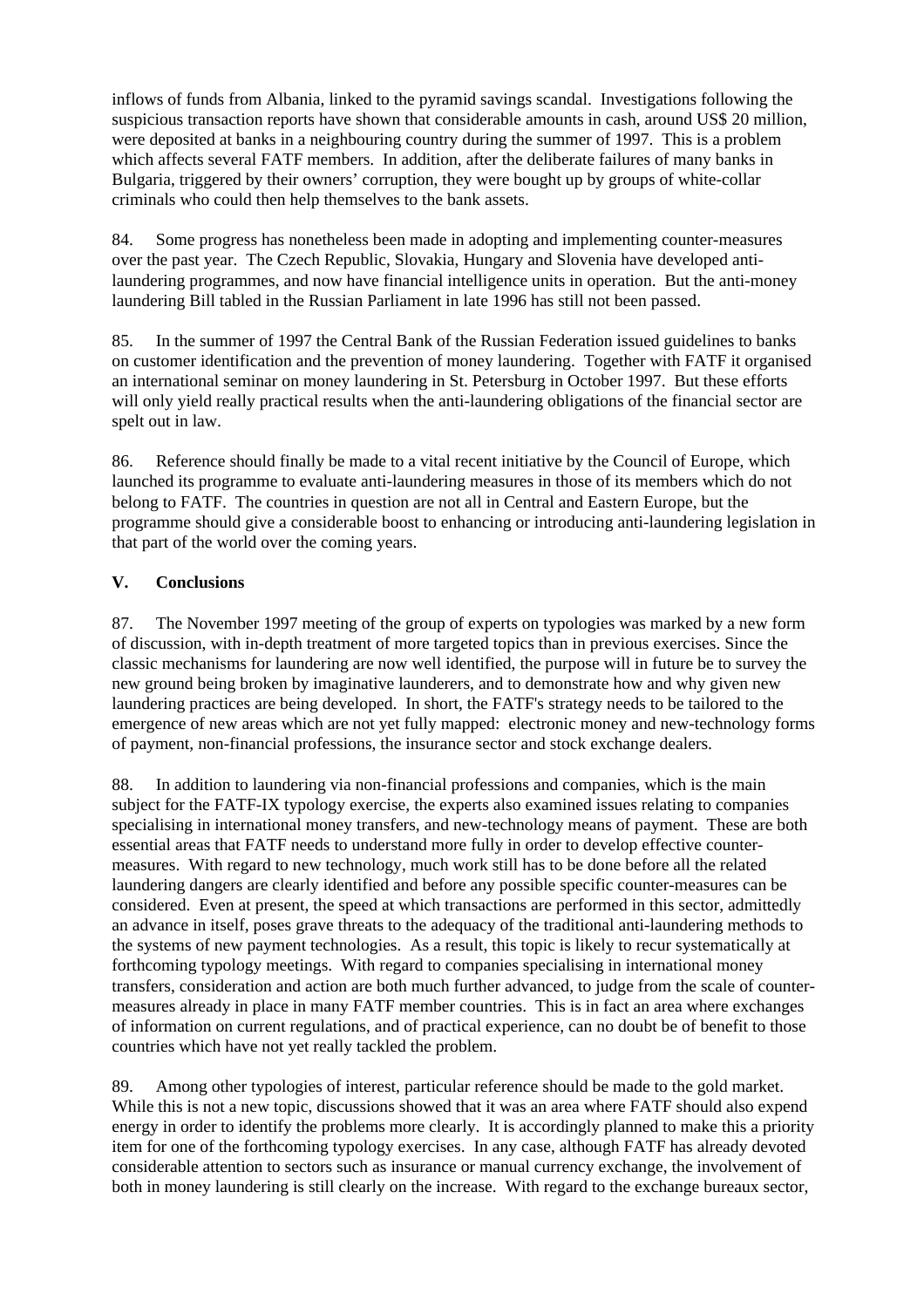inflows of funds from Albania, linked to the pyramid savings scandal. Investigations following the suspicious transaction reports have shown that considerable amounts in cash, around US$ 20 million, were deposited at banks in a neighbouring country during the summer of 1997. This is a problem which affects several FATF members. In addition, after the deliberate failures of many banks in Bulgaria, triggered by their owners' corruption, they were bought up by groups of white-collar criminals who could then help themselves to the bank assets.

84. Some progress has nonetheless been made in adopting and implementing counter-measures over the past year. The Czech Republic, Slovakia, Hungary and Slovenia have developed anti-laundering programmes, and now have financial intelligence units in operation. But the anti-money laundering Bill tabled in the Russian Parliament in late 1996 has still not been passed.

85. In the summer of 1997 the Central Bank of the Russian Federation issued guidelines to banks on customer identification and the prevention of money laundering. Together with FATF it organised an international seminar on money laundering in St. Petersburg in October 1997. But these efforts will only yield really practical results when the anti-laundering obligations of the financial sector are spelt out in law.

86. Reference should finally be made to a vital recent initiative by the Council of Europe, which launched its programme to evaluate anti-laundering measures in those of its members which do not belong to FATF. The countries in question are not all in Central and Eastern Europe, but the programme should give a considerable boost to enhancing or introducing anti-laundering legislation in that part of the world over the coming years.

## V. Conclusions

87. The November 1997 meeting of the group of experts on typologies was marked by a new form of discussion, with in-depth treatment of more targeted topics than in previous exercises. Since the classic mechanisms for laundering are now well identified, the purpose will in future be to survey the new ground being broken by imaginative launderers, and to demonstrate how and why given new laundering practices are being developed. In short, the FATF's strategy needs to be tailored to the emergence of new areas which are not yet fully mapped: electronic money and new-technology forms of payment, non-financial professions, the insurance sector and stock exchange dealers.

88. In addition to laundering via non-financial professions and companies, which is the main subject for the FATF-IX typology exercise, the experts also examined issues relating to companies specialising in international money transfers, and new-technology means of payment. These are both essential areas that FATF needs to understand more fully in order to develop effective counter-measures. With regard to new technology, much work still has to be done before all the related laundering dangers are clearly identified and before any possible specific counter-measures can be considered. Even at present, the speed at which transactions are performed in this sector, admittedly an advance in itself, poses grave threats to the adequacy of the traditional anti-laundering methods to the systems of new payment technologies. As a result, this topic is likely to recur systematically at forthcoming typology meetings. With regard to companies specialising in international money transfers, consideration and action are both much further advanced, to judge from the scale of counter-measures already in place in many FATF member countries. This is in fact an area where exchanges of information on current regulations, and of practical experience, can no doubt be of benefit to those countries which have not yet really tackled the problem.

89. Among other typologies of interest, particular reference should be made to the gold market. While this is not a new topic, discussions showed that it was an area where FATF should also expend energy in order to identify the problems more clearly. It is accordingly planned to make this a priority item for one of the forthcoming typology exercises. In any case, although FATF has already devoted considerable attention to sectors such as insurance or manual currency exchange, the involvement of both in money laundering is still clearly on the increase. With regard to the exchange bureaux sector,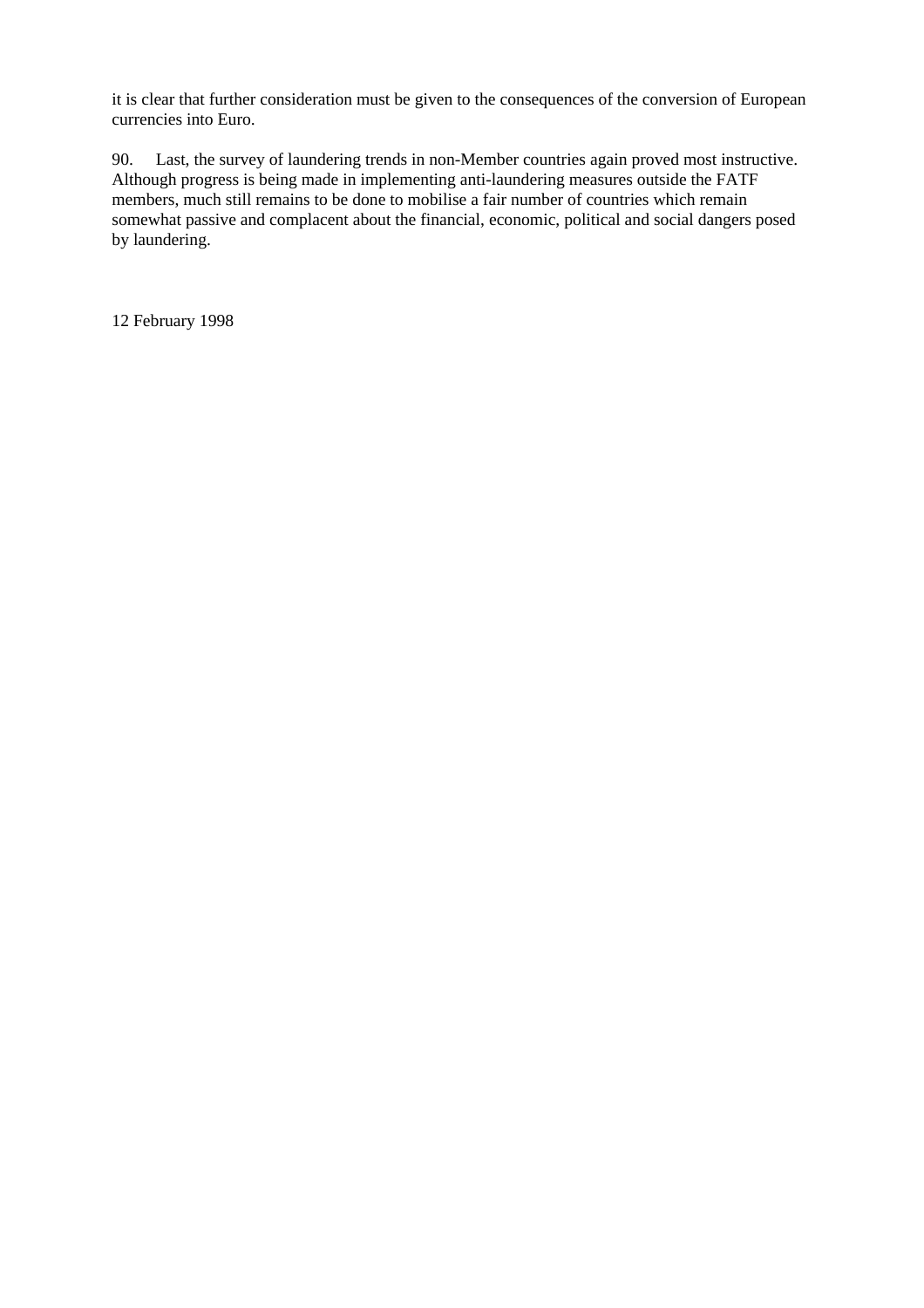it is clear that further consideration must be given to the consequences of the conversion of European currencies into Euro.

90. Last, the survey of laundering trends in non-Member countries again proved most instructive. Although progress is being made in implementing anti-laundering measures outside the FATF members, much still remains to be done to mobilise a fair number of countries which remain somewhat passive and complacent about the financial, economic, political and social dangers posed by laundering.

12 February 1998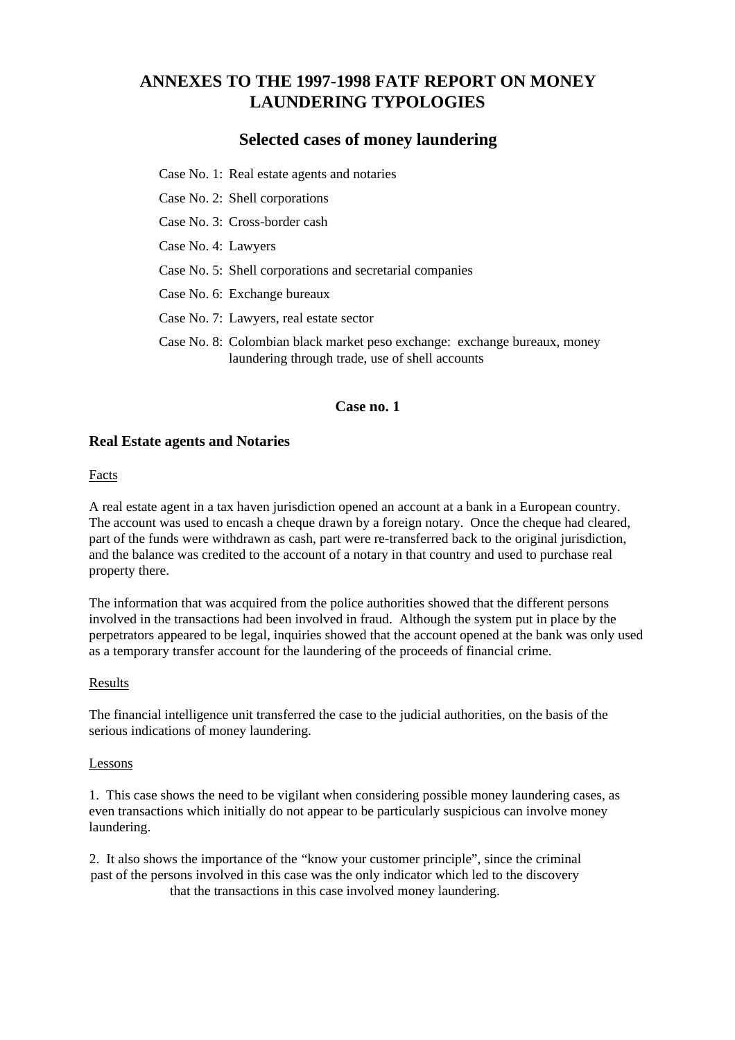# ANNEXES TO THE 1997-1998 FATF REPORT ON MONEY LAUNDERING TYPOLOGIES

## Selected cases of money laundering

Case No. 1: Real estate agents and notaries

Case No. 2: Shell corporations

Case No. 3: Cross-border cash

Case No. 4: Lawyers

Case No. 5: Shell corporations and secretarial companies

Case No. 6: Exchange bureaux

Case No. 7: Lawyers, real estate sector

Case No. 8: Colombian black market peso exchange: exchange bureaux, money laundering through trade, use of shell accounts

### Case no. 1

### Real Estate agents and Notaries

Facts

A real estate agent in a tax haven jurisdiction opened an account at a bank in a European country. The account was used to encash a cheque drawn by a foreign notary. Once the cheque had cleared, part of the funds were withdrawn as cash, part were re-transferred back to the original jurisdiction, and the balance was credited to the account of a notary in that country and used to purchase real property there.

The information that was acquired from the police authorities showed that the different persons involved in the transactions had been involved in fraud. Although the system put in place by the perpetrators appeared to be legal, inquiries showed that the account opened at the bank was only used as a temporary transfer account for the laundering of the proceeds of financial crime.

Results

The financial intelligence unit transferred the case to the judicial authorities, on the basis of the serious indications of money laundering.

Lessons

1. This case shows the need to be vigilant when considering possible money laundering cases, as even transactions which initially do not appear to be particularly suspicious can involve money laundering.

2. It also shows the importance of the "know your customer principle", since the criminal past of the persons involved in this case was the only indicator which led to the discovery that the transactions in this case involved money laundering.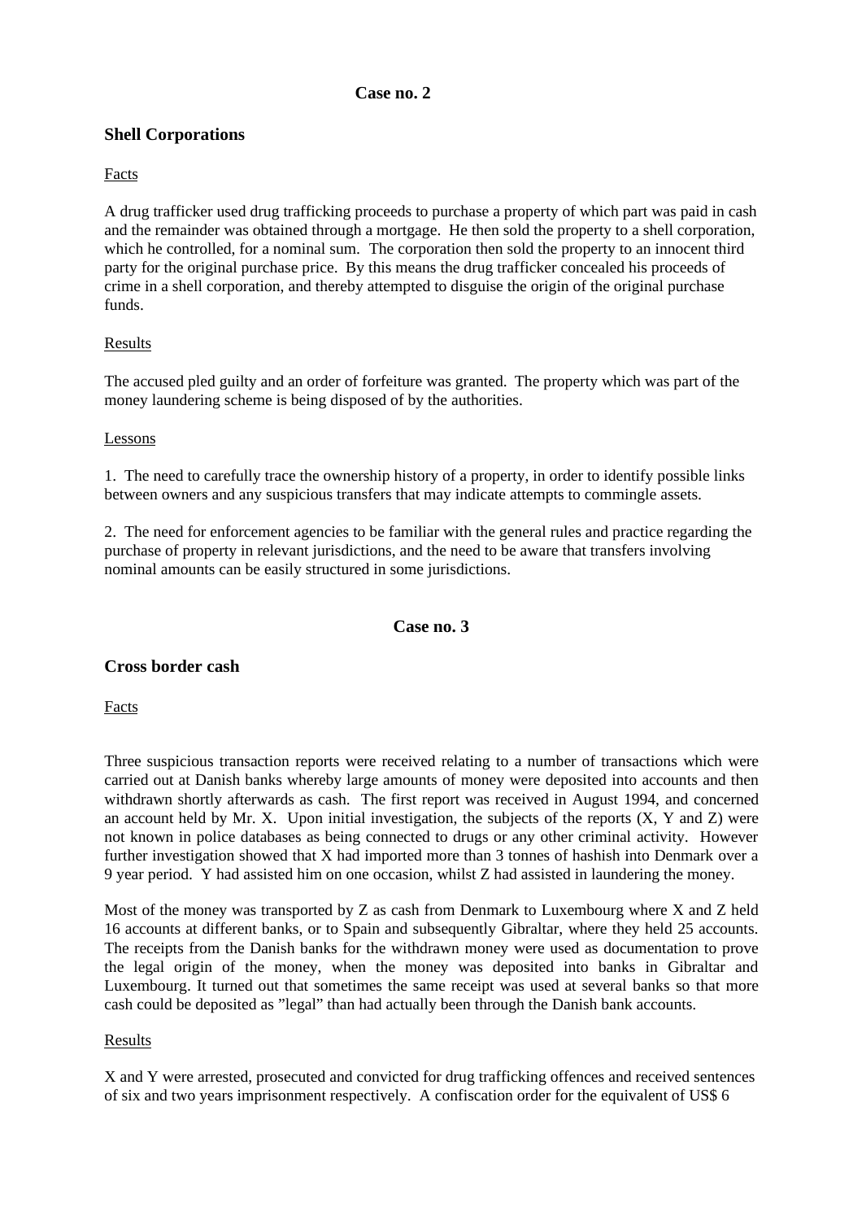## Case no. 2

### Shell Corporations

Facts

A drug trafficker used drug trafficking proceeds to purchase a property of which part was paid in cash and the remainder was obtained through a mortgage. He then sold the property to a shell corporation, which he controlled, for a nominal sum. The corporation then sold the property to an innocent third party for the original purchase price. By this means the drug trafficker concealed his proceeds of crime in a shell corporation, and thereby attempted to disguise the origin of the original purchase funds.

Results

The accused pled guilty and an order of forfeiture was granted. The property which was part of the money laundering scheme is being disposed of by the authorities.

Lessons

1. The need to carefully trace the ownership history of a property, in order to identify possible links between owners and any suspicious transfers that may indicate attempts to commingle assets.

2. The need for enforcement agencies to be familiar with the general rules and practice regarding the purchase of property in relevant jurisdictions, and the need to be aware that transfers involving nominal amounts can be easily structured in some jurisdictions.

## Case no. 3

### Cross border cash

Facts

Three suspicious transaction reports were received relating to a number of transactions which were carried out at Danish banks whereby large amounts of money were deposited into accounts and then withdrawn shortly afterwards as cash. The first report was received in August 1994, and concerned an account held by Mr. X. Upon initial investigation, the subjects of the reports (X, Y and Z) were not known in police databases as being connected to drugs or any other criminal activity. However further investigation showed that X had imported more than 3 tonnes of hashish into Denmark over a 9 year period. Y had assisted him on one occasion, whilst Z had assisted in laundering the money.

Most of the money was transported by Z as cash from Denmark to Luxembourg where X and Z held 16 accounts at different banks, or to Spain and subsequently Gibraltar, where they held 25 accounts. The receipts from the Danish banks for the withdrawn money were used as documentation to prove the legal origin of the money, when the money was deposited into banks in Gibraltar and Luxembourg. It turned out that sometimes the same receipt was used at several banks so that more cash could be deposited as "legal" than had actually been through the Danish bank accounts.

Results

X and Y were arrested, prosecuted and convicted for drug trafficking offences and received sentences of six and two years imprisonment respectively. A confiscation order for the equivalent of US$ 6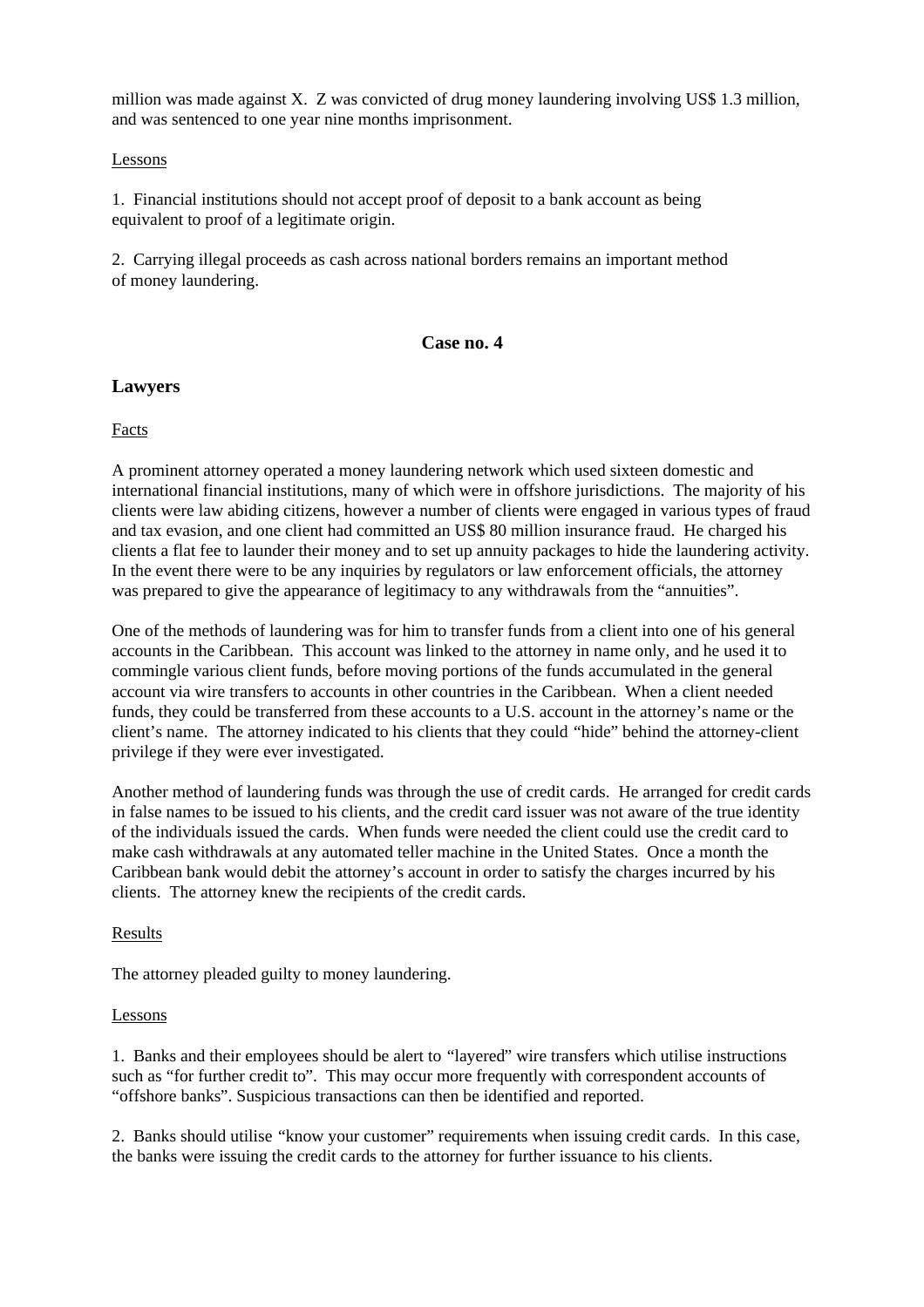million was made against X.  Z was convicted of drug money laundering involving US$ 1.3 million, and was sentenced to one year nine months imprisonment.

Lessons

1.  Financial institutions should not accept proof of deposit to a bank account as being equivalent to proof of a legitimate origin.

2.  Carrying illegal proceeds as cash across national borders remains an important method of money laundering.

## Case no. 4

### Lawyers

Facts

A prominent attorney operated a money laundering network which used sixteen domestic and international financial institutions, many of which were in offshore jurisdictions.  The majority of his clients were law abiding citizens, however a number of clients were engaged in various types of fraud and tax evasion, and one client had committed an US$ 80 million insurance fraud.  He charged his clients a flat fee to launder their money and to set up annuity packages to hide the laundering activity.  In the event there were to be any inquiries by regulators or law enforcement officials, the attorney was prepared to give the appearance of legitimacy to any withdrawals from the "annuities".

One of the methods of laundering was for him to transfer funds from a client into one of his general accounts in the Caribbean.  This account was linked to the attorney in name only, and he used it to commingle various client funds, before moving portions of the funds accumulated in the general account via wire transfers to accounts in other countries in the Caribbean.  When a client needed funds, they could be transferred from these accounts to a U.S. account in the attorney's name or the client's name.  The attorney indicated to his clients that they could "hide" behind the attorney-client privilege if they were ever investigated.

Another method of laundering funds was through the use of credit cards.  He arranged for credit cards in false names to be issued to his clients, and the credit card issuer was not aware of the true identity of the individuals issued the cards.  When funds were needed the client could use the credit card to make cash withdrawals at any automated teller machine in the United States.  Once a month the Caribbean bank would debit the attorney's account in order to satisfy the charges incurred by his clients.  The attorney knew the recipients of the credit cards.

Results

The attorney pleaded guilty to money laundering.

Lessons

1.  Banks and their employees should be alert to "layered" wire transfers which utilise instructions such as "for further credit to".  This may occur more frequently with correspondent accounts of "offshore banks". Suspicious transactions can then be identified and reported.

2.  Banks should utilise "know your customer" requirements when issuing credit cards.  In this case, the banks were issuing the credit cards to the attorney for further issuance to his clients.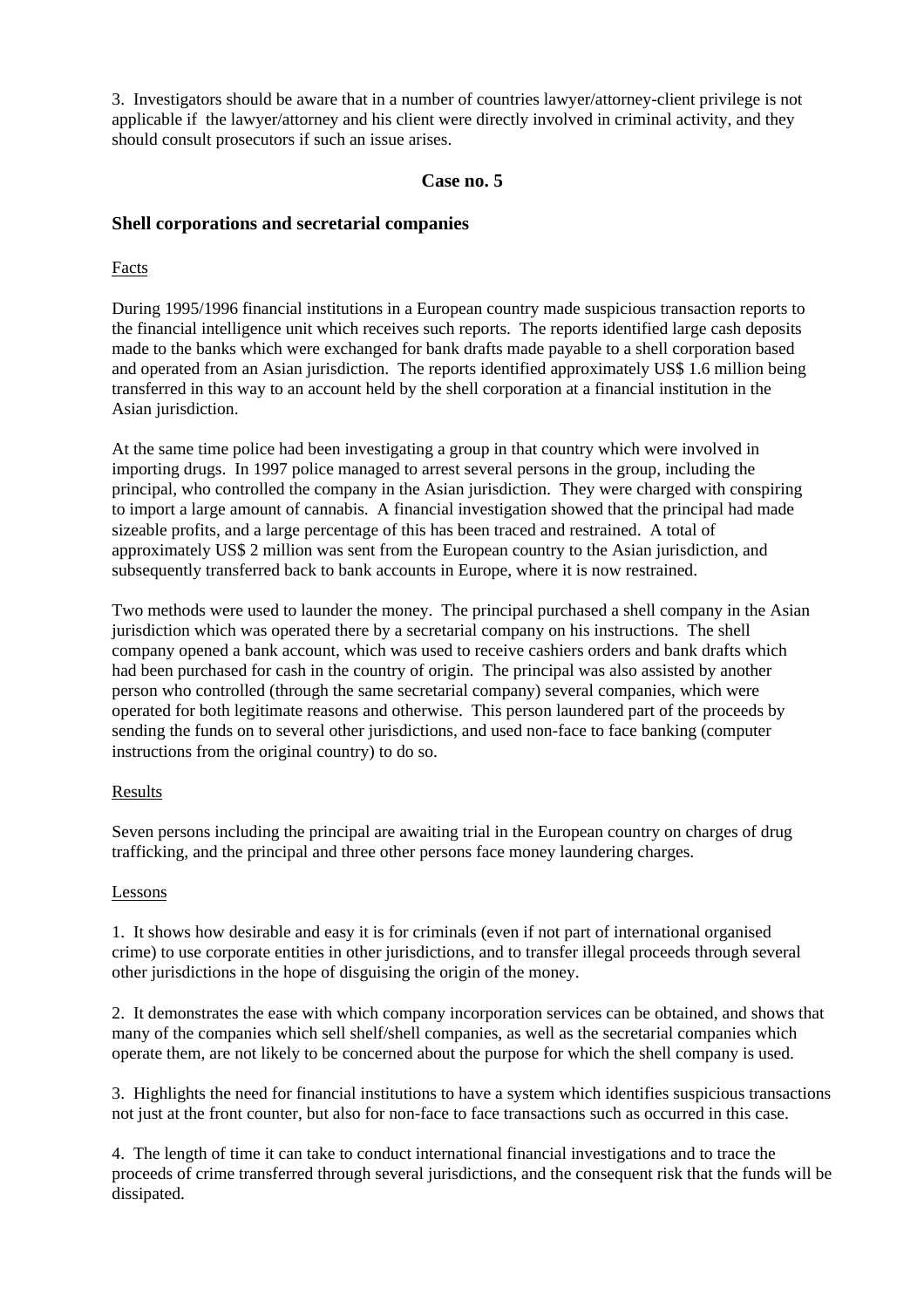3. Investigators should be aware that in a number of countries lawyer/attorney-client privilege is not applicable if the lawyer/attorney and his client were directly involved in criminal activity, and they should consult prosecutors if such an issue arises.

## Case no. 5

### Shell corporations and secretarial companies

Facts

During 1995/1996 financial institutions in a European country made suspicious transaction reports to the financial intelligence unit which receives such reports. The reports identified large cash deposits made to the banks which were exchanged for bank drafts made payable to a shell corporation based and operated from an Asian jurisdiction. The reports identified approximately US$ 1.6 million being transferred in this way to an account held by the shell corporation at a financial institution in the Asian jurisdiction.

At the same time police had been investigating a group in that country which were involved in importing drugs. In 1997 police managed to arrest several persons in the group, including the principal, who controlled the company in the Asian jurisdiction. They were charged with conspiring to import a large amount of cannabis. A financial investigation showed that the principal had made sizeable profits, and a large percentage of this has been traced and restrained. A total of approximately US$ 2 million was sent from the European country to the Asian jurisdiction, and subsequently transferred back to bank accounts in Europe, where it is now restrained.

Two methods were used to launder the money. The principal purchased a shell company in the Asian jurisdiction which was operated there by a secretarial company on his instructions. The shell company opened a bank account, which was used to receive cashiers orders and bank drafts which had been purchased for cash in the country of origin. The principal was also assisted by another person who controlled (through the same secretarial company) several companies, which were operated for both legitimate reasons and otherwise. This person laundered part of the proceeds by sending the funds on to several other jurisdictions, and used non-face to face banking (computer instructions from the original country) to do so.

Results

Seven persons including the principal are awaiting trial in the European country on charges of drug trafficking, and the principal and three other persons face money laundering charges.

Lessons

1. It shows how desirable and easy it is for criminals (even if not part of international organised crime) to use corporate entities in other jurisdictions, and to transfer illegal proceeds through several other jurisdictions in the hope of disguising the origin of the money.

2. It demonstrates the ease with which company incorporation services can be obtained, and shows that many of the companies which sell shelf/shell companies, as well as the secretarial companies which operate them, are not likely to be concerned about the purpose for which the shell company is used.

3. Highlights the need for financial institutions to have a system which identifies suspicious transactions not just at the front counter, but also for non-face to face transactions such as occurred in this case.

4. The length of time it can take to conduct international financial investigations and to trace the proceeds of crime transferred through several jurisdictions, and the consequent risk that the funds will be dissipated.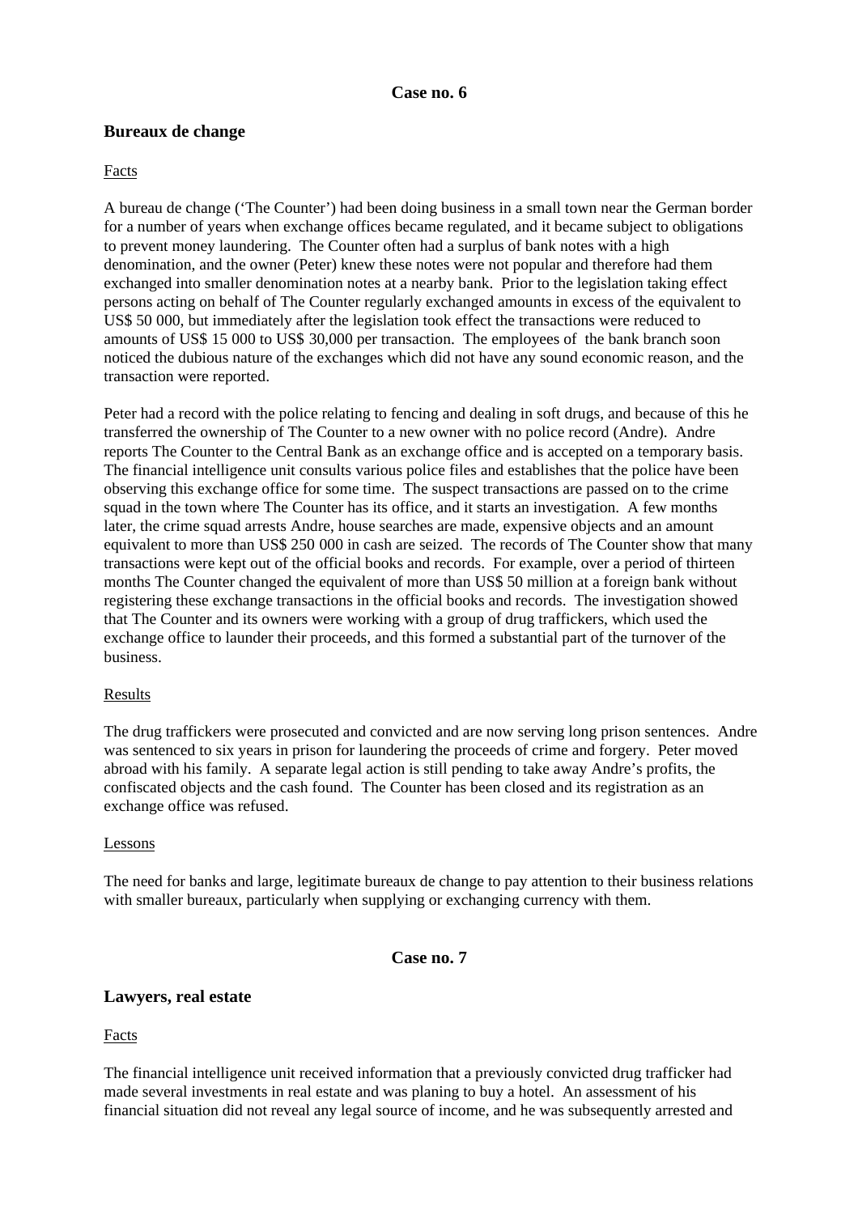**Case no. 6**

## Bureaux de change

Facts

A bureau de change ('The Counter') had been doing business in a small town near the German border for a number of years when exchange offices became regulated, and it became subject to obligations to prevent money laundering. The Counter often had a surplus of bank notes with a high denomination, and the owner (Peter) knew these notes were not popular and therefore had them exchanged into smaller denomination notes at a nearby bank. Prior to the legislation taking effect persons acting on behalf of The Counter regularly exchanged amounts in excess of the equivalent to US$ 50 000, but immediately after the legislation took effect the transactions were reduced to amounts of US$ 15 000 to US$ 30,000 per transaction. The employees of the bank branch soon noticed the dubious nature of the exchanges which did not have any sound economic reason, and the transaction were reported.

Peter had a record with the police relating to fencing and dealing in soft drugs, and because of this he transferred the ownership of The Counter to a new owner with no police record (Andre). Andre reports The Counter to the Central Bank as an exchange office and is accepted on a temporary basis. The financial intelligence unit consults various police files and establishes that the police have been observing this exchange office for some time. The suspect transactions are passed on to the crime squad in the town where The Counter has its office, and it starts an investigation. A few months later, the crime squad arrests Andre, house searches are made, expensive objects and an amount equivalent to more than US$ 250 000 in cash are seized. The records of The Counter show that many transactions were kept out of the official books and records. For example, over a period of thirteen months The Counter changed the equivalent of more than US$ 50 million at a foreign bank without registering these exchange transactions in the official books and records. The investigation showed that The Counter and its owners were working with a group of drug traffickers, which used the exchange office to launder their proceeds, and this formed a substantial part of the turnover of the business.

Results

The drug traffickers were prosecuted and convicted and are now serving long prison sentences. Andre was sentenced to six years in prison for laundering the proceeds of crime and forgery. Peter moved abroad with his family. A separate legal action is still pending to take away Andre's profits, the confiscated objects and the cash found. The Counter has been closed and its registration as an exchange office was refused.

Lessons

The need for banks and large, legitimate bureaux de change to pay attention to their business relations with smaller bureaux, particularly when supplying or exchanging currency with them.

**Case no. 7**

## Lawyers, real estate

Facts

The financial intelligence unit received information that a previously convicted drug trafficker had made several investments in real estate and was planing to buy a hotel. An assessment of his financial situation did not reveal any legal source of income, and he was subsequently arrested and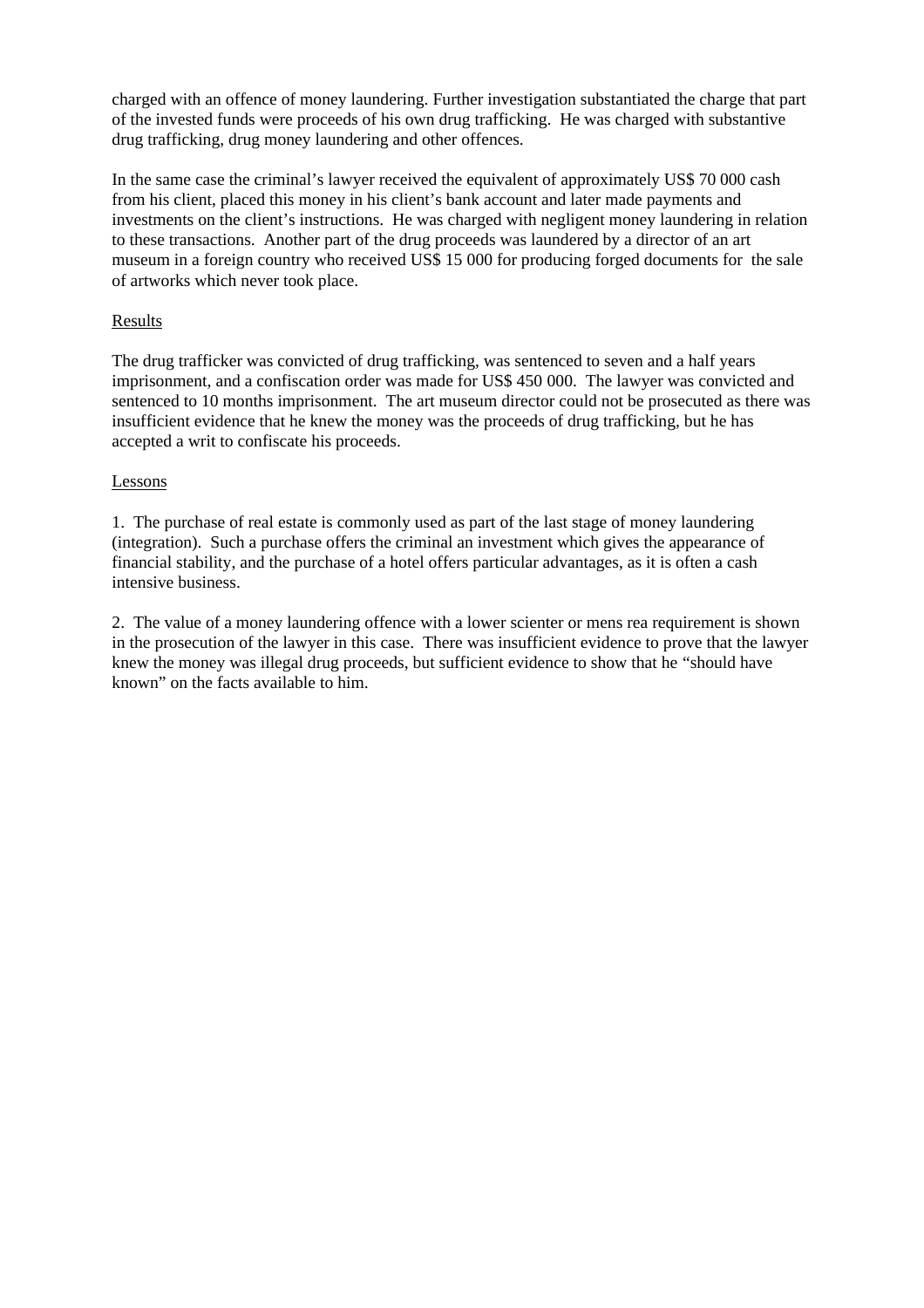charged with an offence of money laundering. Further investigation substantiated the charge that part of the invested funds were proceeds of his own drug trafficking. He was charged with substantive drug trafficking, drug money laundering and other offences.

In the same case the criminal's lawyer received the equivalent of approximately US$ 70 000 cash from his client, placed this money in his client's bank account and later made payments and investments on the client's instructions. He was charged with negligent money laundering in relation to these transactions. Another part of the drug proceeds was laundered by a director of an art museum in a foreign country who received US$ 15 000 for producing forged documents for the sale of artworks which never took place.

<u>Results</u>

The drug trafficker was convicted of drug trafficking, was sentenced to seven and a half years imprisonment, and a confiscation order was made for US$ 450 000. The lawyer was convicted and sentenced to 10 months imprisonment. The art museum director could not be prosecuted as there was insufficient evidence that he knew the money was the proceeds of drug trafficking, but he has accepted a writ to confiscate his proceeds.

<u>Lessons</u>

1. The purchase of real estate is commonly used as part of the last stage of money laundering (integration). Such a purchase offers the criminal an investment which gives the appearance of financial stability, and the purchase of a hotel offers particular advantages, as it is often a cash intensive business.

2. The value of a money laundering offence with a lower scienter or mens rea requirement is shown in the prosecution of the lawyer in this case. There was insufficient evidence to prove that the lawyer knew the money was illegal drug proceeds, but sufficient evidence to show that he "should have known" on the facts available to him.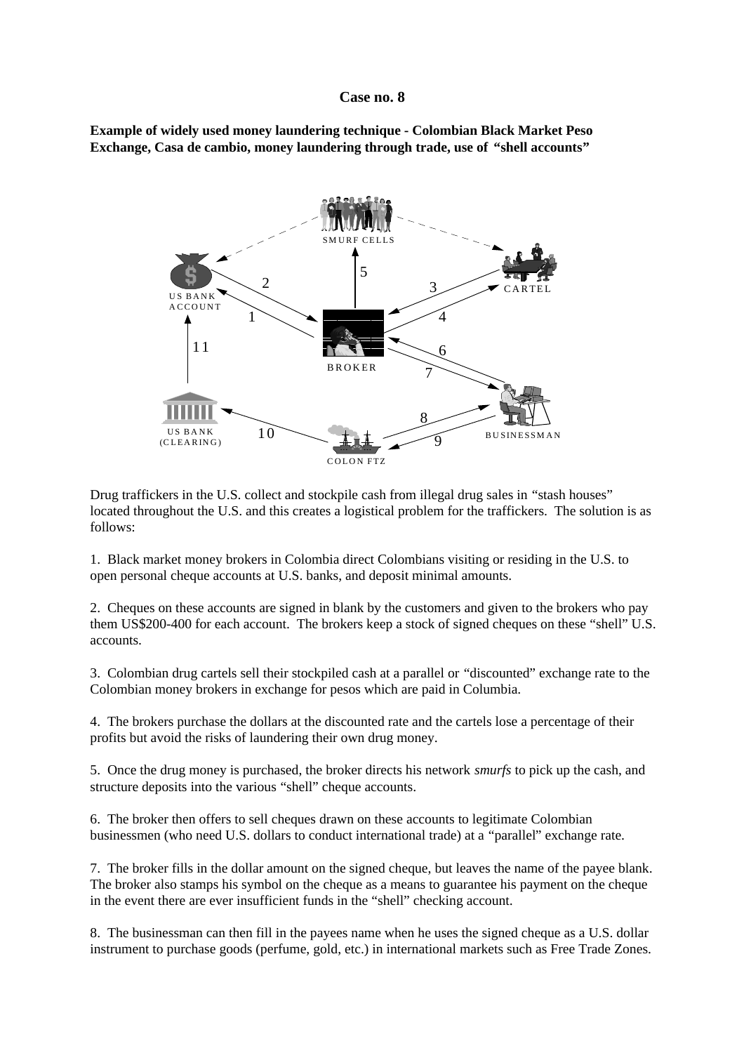**Case no. 8**

**Example of widely used money laundering technique - Colombian Black Market Peso Exchange, Casa de cambio, money laundering through trade, use of "shell accounts"**

Drug traffickers in the U.S. collect and stockpile cash from illegal drug sales in "stash houses" located throughout the U.S. and this creates a logistical problem for the traffickers. The solution is as follows:

1. Black market money brokers in Colombia direct Colombians visiting or residing in the U.S. to open personal cheque accounts at U.S. banks, and deposit minimal amounts.

2. Cheques on these accounts are signed in blank by the customers and given to the brokers who pay them US$200-400 for each account. The brokers keep a stock of signed cheques on these "shell" U.S. accounts.

3. Colombian drug cartels sell their stockpiled cash at a parallel or "discounted" exchange rate to the Colombian money brokers in exchange for pesos which are paid in Columbia.

4. The brokers purchase the dollars at the discounted rate and the cartels lose a percentage of their profits but avoid the risks of laundering their own drug money.

5. Once the drug money is purchased, the broker directs his network *smurfs* to pick up the cash, and structure deposits into the various "shell" cheque accounts.

6. The broker then offers to sell cheques drawn on these accounts to legitimate Colombian businessmen (who need U.S. dollars to conduct international trade) at a "parallel" exchange rate.

7. The broker fills in the dollar amount on the signed cheque, but leaves the name of the payee blank. The broker also stamps his symbol on the cheque as a means to guarantee his payment on the cheque in the event there are ever insufficient funds in the "shell" checking account.

8. The businessman can then fill in the payees name when he uses the signed cheque as a U.S. dollar instrument to purchase goods (perfume, gold, etc.) in international markets such as Free Trade Zones.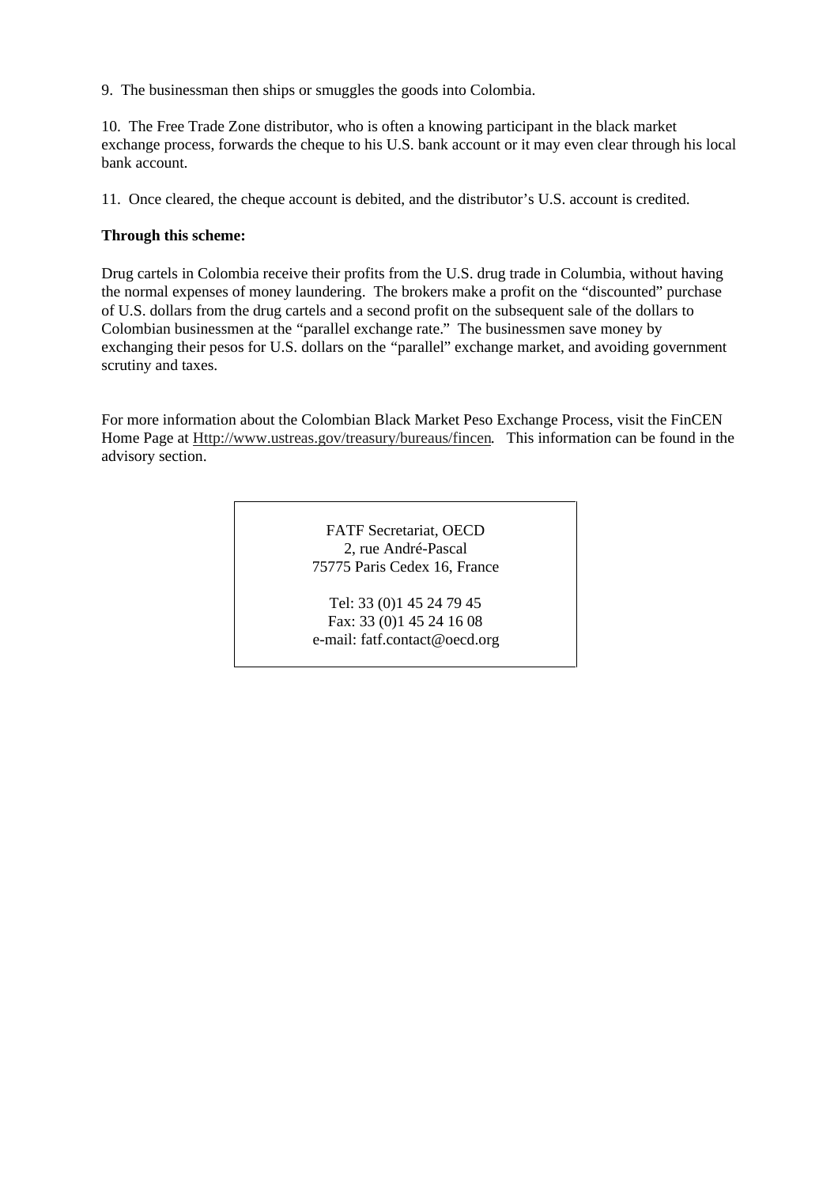9. The businessman then ships or smuggles the goods into Colombia.

10. The Free Trade Zone distributor, who is often a knowing participant in the black market exchange process, forwards the cheque to his U.S. bank account or it may even clear through his local bank account.

11. Once cleared, the cheque account is debited, and the distributor's U.S. account is credited.

**Through this scheme:**

Drug cartels in Colombia receive their profits from the U.S. drug trade in Columbia, without having the normal expenses of money laundering. The brokers make a profit on the "discounted" purchase of U.S. dollars from the drug cartels and a second profit on the subsequent sale of the dollars to Colombian businessmen at the "parallel exchange rate." The businessmen save money by exchanging their pesos for U.S. dollars on the "parallel" exchange market, and avoiding government scrutiny and taxes.

For more information about the Colombian Black Market Peso Exchange Process, visit the FinCEN Home Page at Http://www.ustreas.gov/treasury/bureaus/fincen. This information can be found in the advisory section.

FATF Secretariat, OECD
2, rue André-Pascal
75775 Paris Cedex 16, France

Tel: 33 (0)1 45 24 79 45
Fax: 33 (0)1 45 24 16 08
e-mail: fatf.contact@oecd.org